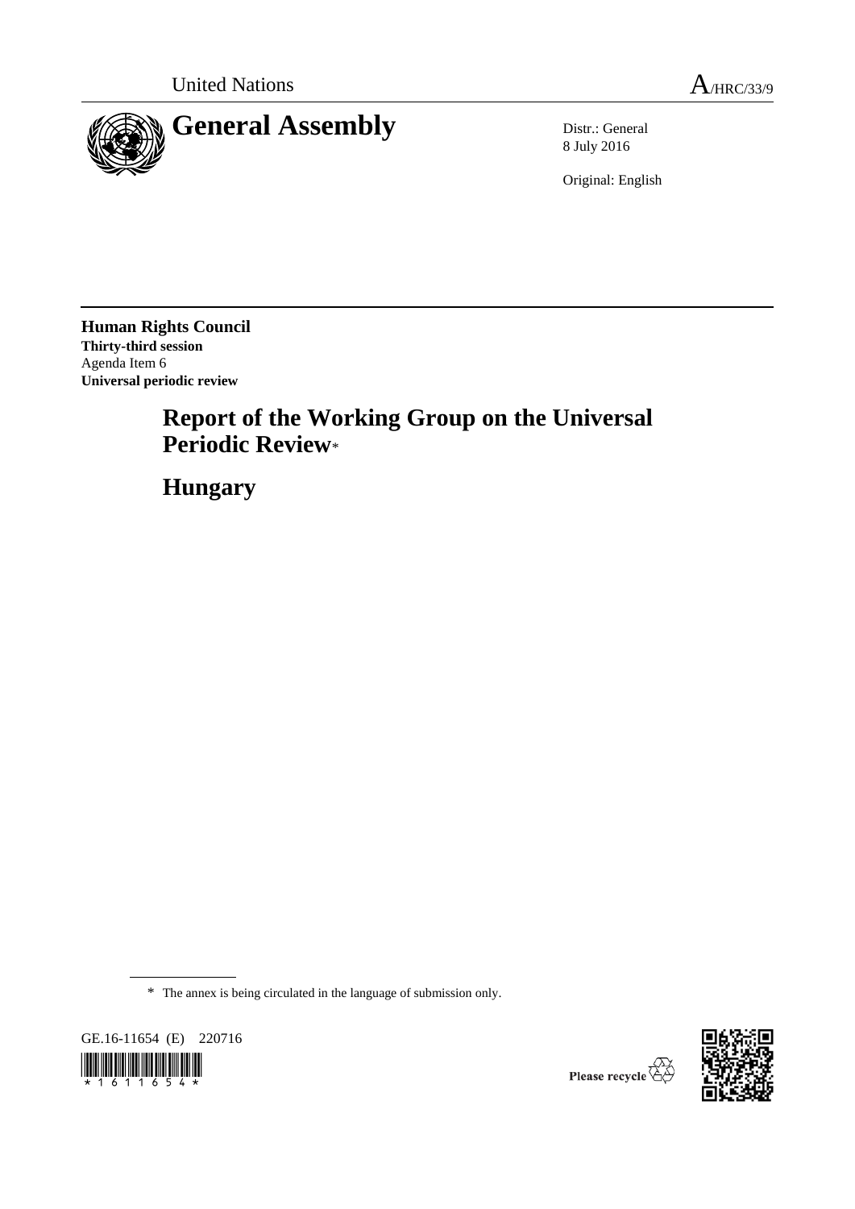United Nations A/HRC/33/9

# General Assembly

Distr.: General
8 July 2016

Original: English

**Human Rights Council**
**Thirty-third session**
Agenda Item 6
**Universal periodic review**

# Report of the Working Group on the Universal Periodic Review*

# Hungary

\* The annex is being circulated in the language of submission only.

GE.16-11654 (E) 220716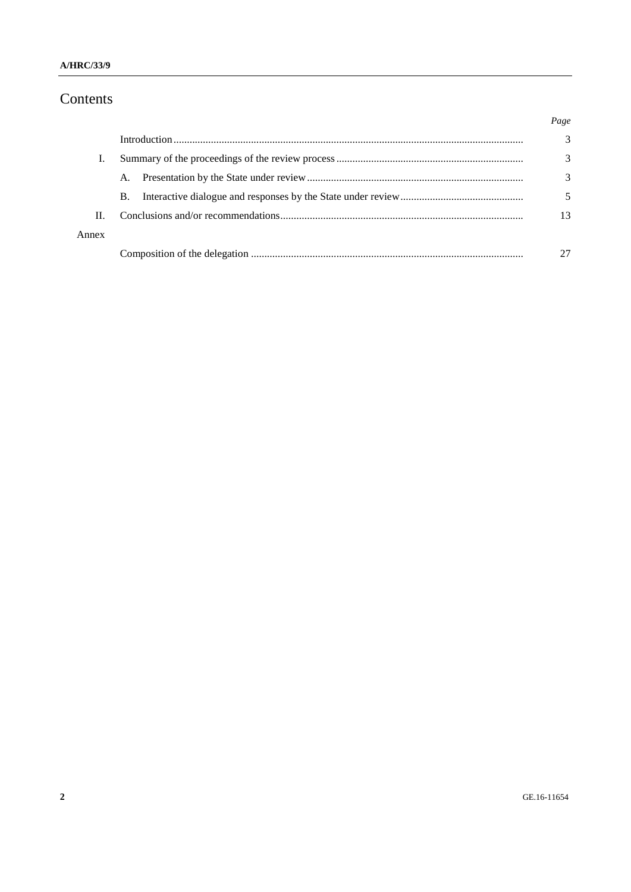# Contents

| | | Page |
|---|---|---|
| | Introduction | 3 |
| I. | Summary of the proceedings of the review process | 3 |
| | A. Presentation by the State under review | 3 |
| | B. Interactive dialogue and responses by the State under review | 5 |
| II. | Conclusions and/or recommendations | 13 |
| Annex | | |
| | Composition of the delegation | 27 |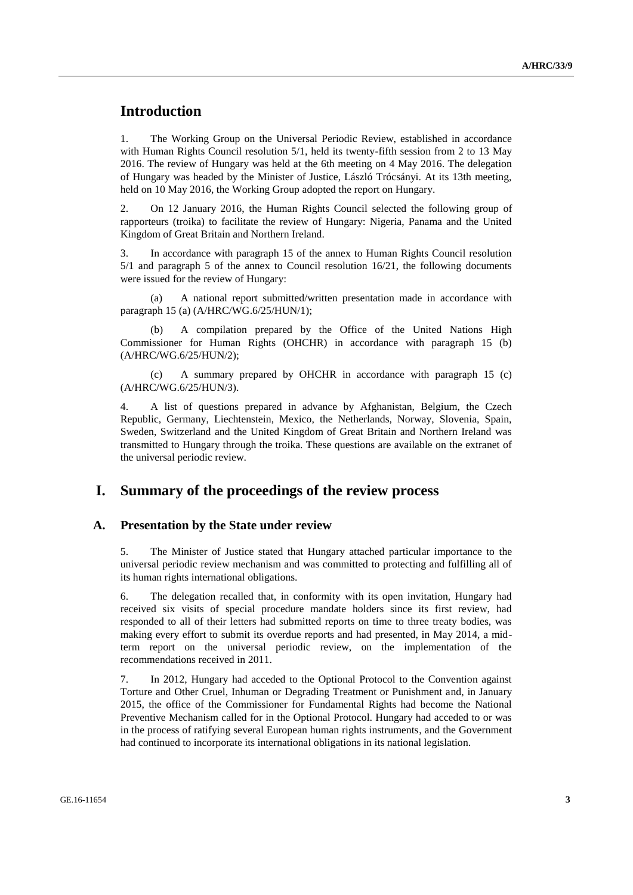# Introduction

1. The Working Group on the Universal Periodic Review, established in accordance with Human Rights Council resolution 5/1, held its twenty-fifth session from 2 to 13 May 2016. The review of Hungary was held at the 6th meeting on 4 May 2016. The delegation of Hungary was headed by the Minister of Justice, László Trócsányi. At its 13th meeting, held on 10 May 2016, the Working Group adopted the report on Hungary.

2. On 12 January 2016, the Human Rights Council selected the following group of rapporteurs (troika) to facilitate the review of Hungary: Nigeria, Panama and the United Kingdom of Great Britain and Northern Ireland.

3. In accordance with paragraph 15 of the annex to Human Rights Council resolution 5/1 and paragraph 5 of the annex to Council resolution 16/21, the following documents were issued for the review of Hungary:

(a) A national report submitted/written presentation made in accordance with paragraph 15 (a) (A/HRC/WG.6/25/HUN/1);

(b) A compilation prepared by the Office of the United Nations High Commissioner for Human Rights (OHCHR) in accordance with paragraph 15 (b) (A/HRC/WG.6/25/HUN/2);

(c) A summary prepared by OHCHR in accordance with paragraph 15 (c) (A/HRC/WG.6/25/HUN/3).

4. A list of questions prepared in advance by Afghanistan, Belgium, the Czech Republic, Germany, Liechtenstein, Mexico, the Netherlands, Norway, Slovenia, Spain, Sweden, Switzerland and the United Kingdom of Great Britain and Northern Ireland was transmitted to Hungary through the troika. These questions are available on the extranet of the universal periodic review.

# I. Summary of the proceedings of the review process

## A. Presentation by the State under review

5. The Minister of Justice stated that Hungary attached particular importance to the universal periodic review mechanism and was committed to protecting and fulfilling all of its human rights international obligations.

6. The delegation recalled that, in conformity with its open invitation, Hungary had received six visits of special procedure mandate holders since its first review, had responded to all of their letters had submitted reports on time to three treaty bodies, was making every effort to submit its overdue reports and had presented, in May 2014, a mid-term report on the universal periodic review, on the implementation of the recommendations received in 2011.

7. In 2012, Hungary had acceded to the Optional Protocol to the Convention against Torture and Other Cruel, Inhuman or Degrading Treatment or Punishment and, in January 2015, the office of the Commissioner for Fundamental Rights had become the National Preventive Mechanism called for in the Optional Protocol. Hungary had acceded to or was in the process of ratifying several European human rights instruments, and the Government had continued to incorporate its international obligations in its national legislation.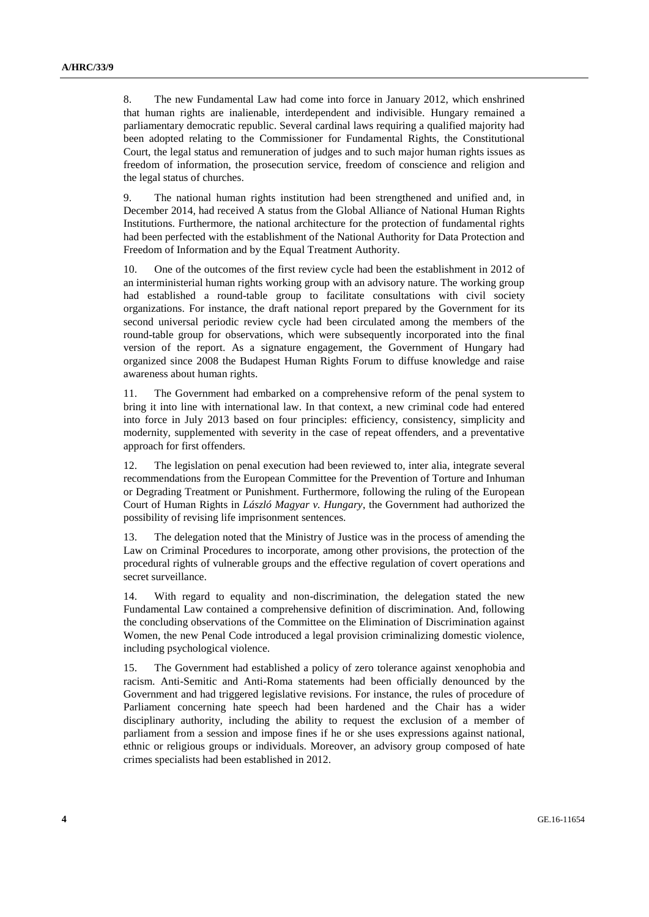8. The new Fundamental Law had come into force in January 2012, which enshrined that human rights are inalienable, interdependent and indivisible. Hungary remained a parliamentary democratic republic. Several cardinal laws requiring a qualified majority had been adopted relating to the Commissioner for Fundamental Rights, the Constitutional Court, the legal status and remuneration of judges and to such major human rights issues as freedom of information, the prosecution service, freedom of conscience and religion and the legal status of churches.

9. The national human rights institution had been strengthened and unified and, in December 2014, had received A status from the Global Alliance of National Human Rights Institutions. Furthermore, the national architecture for the protection of fundamental rights had been perfected with the establishment of the National Authority for Data Protection and Freedom of Information and by the Equal Treatment Authority.

10. One of the outcomes of the first review cycle had been the establishment in 2012 of an interministerial human rights working group with an advisory nature. The working group had established a round-table group to facilitate consultations with civil society organizations. For instance, the draft national report prepared by the Government for its second universal periodic review cycle had been circulated among the members of the round-table group for observations, which were subsequently incorporated into the final version of the report. As a signature engagement, the Government of Hungary had organized since 2008 the Budapest Human Rights Forum to diffuse knowledge and raise awareness about human rights.

11. The Government had embarked on a comprehensive reform of the penal system to bring it into line with international law. In that context, a new criminal code had entered into force in July 2013 based on four principles: efficiency, consistency, simplicity and modernity, supplemented with severity in the case of repeat offenders, and a preventative approach for first offenders.

12. The legislation on penal execution had been reviewed to, inter alia, integrate several recommendations from the European Committee for the Prevention of Torture and Inhuman or Degrading Treatment or Punishment. Furthermore, following the ruling of the European Court of Human Rights in *László Magyar v. Hungary*, the Government had authorized the possibility of revising life imprisonment sentences.

13. The delegation noted that the Ministry of Justice was in the process of amending the Law on Criminal Procedures to incorporate, among other provisions, the protection of the procedural rights of vulnerable groups and the effective regulation of covert operations and secret surveillance.

14. With regard to equality and non-discrimination, the delegation stated the new Fundamental Law contained a comprehensive definition of discrimination. And, following the concluding observations of the Committee on the Elimination of Discrimination against Women, the new Penal Code introduced a legal provision criminalizing domestic violence, including psychological violence.

15. The Government had established a policy of zero tolerance against xenophobia and racism. Anti-Semitic and Anti-Roma statements had been officially denounced by the Government and had triggered legislative revisions. For instance, the rules of procedure of Parliament concerning hate speech had been hardened and the Chair has a wider disciplinary authority, including the ability to request the exclusion of a member of parliament from a session and impose fines if he or she uses expressions against national, ethnic or religious groups or individuals. Moreover, an advisory group composed of hate crimes specialists had been established in 2012.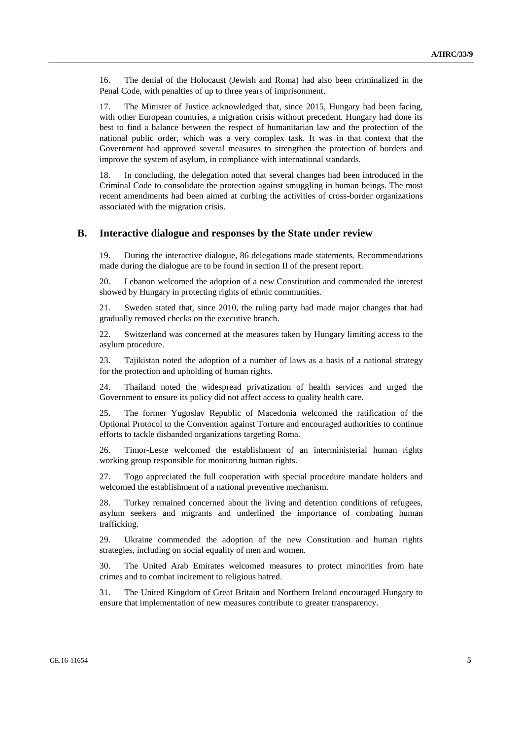16. The denial of the Holocaust (Jewish and Roma) had also been criminalized in the Penal Code, with penalties of up to three years of imprisonment.

17. The Minister of Justice acknowledged that, since 2015, Hungary had been facing, with other European countries, a migration crisis without precedent. Hungary had done its best to find a balance between the respect of humanitarian law and the protection of the national public order, which was a very complex task. It was in that context that the Government had approved several measures to strengthen the protection of borders and improve the system of asylum, in compliance with international standards.

18. In concluding, the delegation noted that several changes had been introduced in the Criminal Code to consolidate the protection against smuggling in human beings. The most recent amendments had been aimed at curbing the activities of cross-border organizations associated with the migration crisis.

## B. Interactive dialogue and responses by the State under review

19. During the interactive dialogue, 86 delegations made statements. Recommendations made during the dialogue are to be found in section II of the present report.

20. Lebanon welcomed the adoption of a new Constitution and commended the interest showed by Hungary in protecting rights of ethnic communities.

21. Sweden stated that, since 2010, the ruling party had made major changes that had gradually removed checks on the executive branch.

22. Switzerland was concerned at the measures taken by Hungary limiting access to the asylum procedure.

23. Tajikistan noted the adoption of a number of laws as a basis of a national strategy for the protection and upholding of human rights.

24. Thailand noted the widespread privatization of health services and urged the Government to ensure its policy did not affect access to quality health care.

25. The former Yugoslav Republic of Macedonia welcomed the ratification of the Optional Protocol to the Convention against Torture and encouraged authorities to continue efforts to tackle disbanded organizations targeting Roma.

26. Timor-Leste welcomed the establishment of an interministerial human rights working group responsible for monitoring human rights.

27. Togo appreciated the full cooperation with special procedure mandate holders and welcomed the establishment of a national preventive mechanism.

28. Turkey remained concerned about the living and detention conditions of refugees, asylum seekers and migrants and underlined the importance of combating human trafficking.

29. Ukraine commended the adoption of the new Constitution and human rights strategies, including on social equality of men and women.

30. The United Arab Emirates welcomed measures to protect minorities from hate crimes and to combat incitement to religious hatred.

31. The United Kingdom of Great Britain and Northern Ireland encouraged Hungary to ensure that implementation of new measures contribute to greater transparency.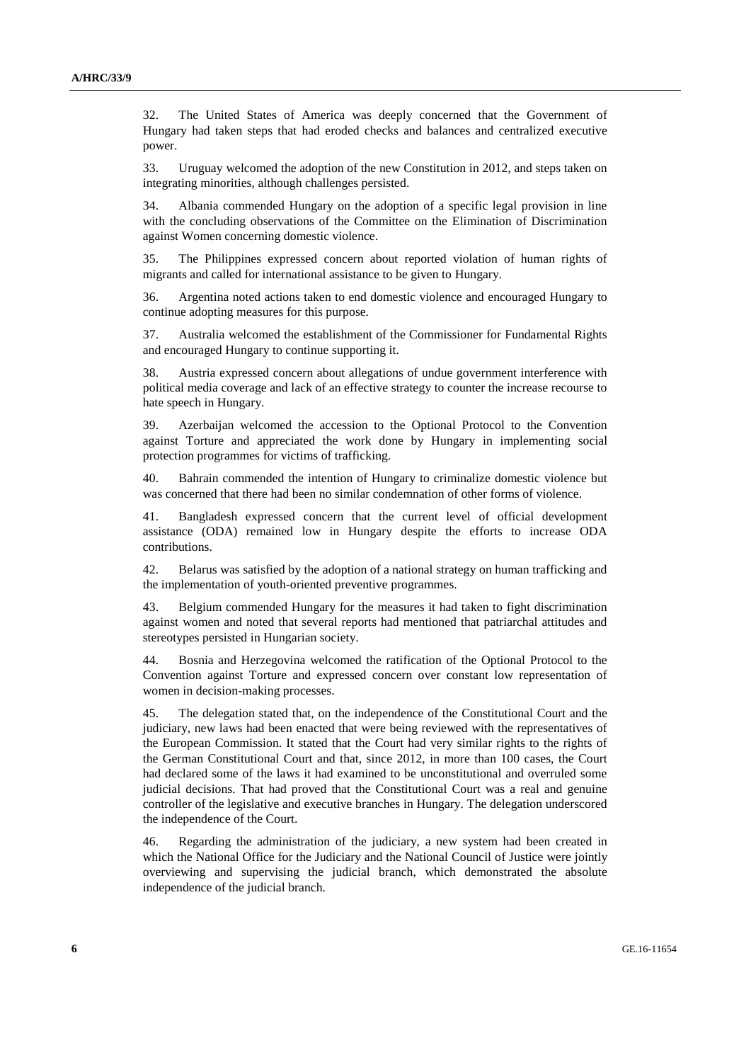32. The United States of America was deeply concerned that the Government of Hungary had taken steps that had eroded checks and balances and centralized executive power.

33. Uruguay welcomed the adoption of the new Constitution in 2012, and steps taken on integrating minorities, although challenges persisted.

34. Albania commended Hungary on the adoption of a specific legal provision in line with the concluding observations of the Committee on the Elimination of Discrimination against Women concerning domestic violence.

35. The Philippines expressed concern about reported violation of human rights of migrants and called for international assistance to be given to Hungary.

36. Argentina noted actions taken to end domestic violence and encouraged Hungary to continue adopting measures for this purpose.

37. Australia welcomed the establishment of the Commissioner for Fundamental Rights and encouraged Hungary to continue supporting it.

38. Austria expressed concern about allegations of undue government interference with political media coverage and lack of an effective strategy to counter the increase recourse to hate speech in Hungary.

39. Azerbaijan welcomed the accession to the Optional Protocol to the Convention against Torture and appreciated the work done by Hungary in implementing social protection programmes for victims of trafficking.

40. Bahrain commended the intention of Hungary to criminalize domestic violence but was concerned that there had been no similar condemnation of other forms of violence.

41. Bangladesh expressed concern that the current level of official development assistance (ODA) remained low in Hungary despite the efforts to increase ODA contributions.

42. Belarus was satisfied by the adoption of a national strategy on human trafficking and the implementation of youth-oriented preventive programmes.

43. Belgium commended Hungary for the measures it had taken to fight discrimination against women and noted that several reports had mentioned that patriarchal attitudes and stereotypes persisted in Hungarian society.

44. Bosnia and Herzegovina welcomed the ratification of the Optional Protocol to the Convention against Torture and expressed concern over constant low representation of women in decision-making processes.

45. The delegation stated that, on the independence of the Constitutional Court and the judiciary, new laws had been enacted that were being reviewed with the representatives of the European Commission. It stated that the Court had very similar rights to the rights of the German Constitutional Court and that, since 2012, in more than 100 cases, the Court had declared some of the laws it had examined to be unconstitutional and overruled some judicial decisions. That had proved that the Constitutional Court was a real and genuine controller of the legislative and executive branches in Hungary. The delegation underscored the independence of the Court.

46. Regarding the administration of the judiciary, a new system had been created in which the National Office for the Judiciary and the National Council of Justice were jointly overviewing and supervising the judicial branch, which demonstrated the absolute independence of the judicial branch.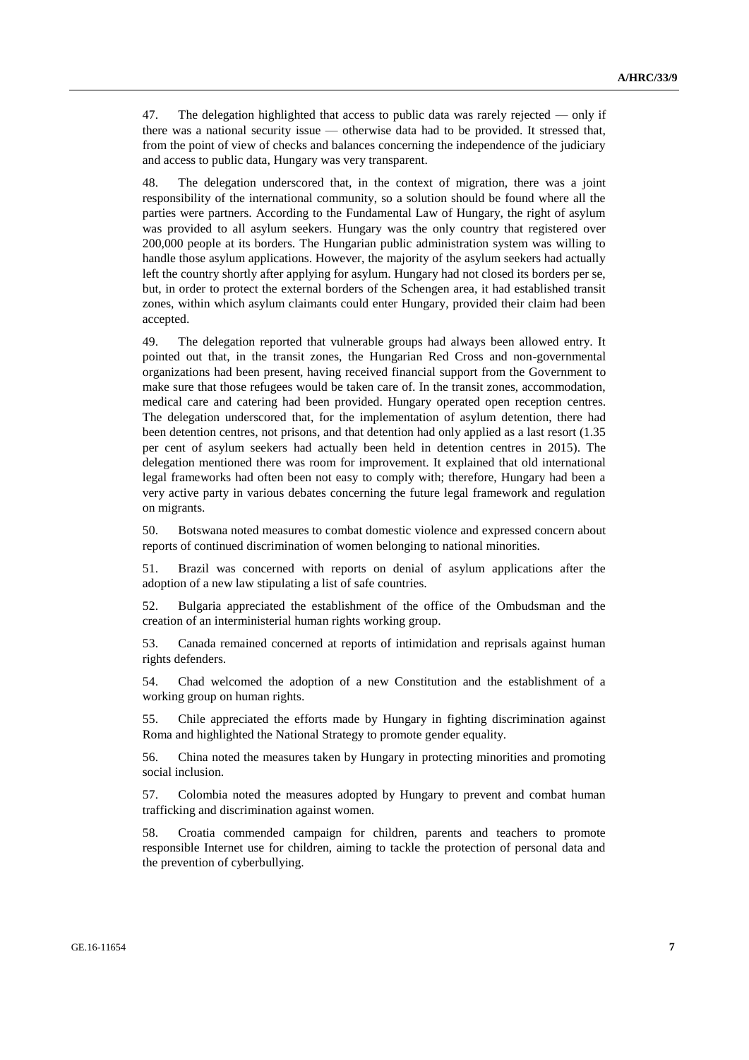47. The delegation highlighted that access to public data was rarely rejected — only if there was a national security issue — otherwise data had to be provided. It stressed that, from the point of view of checks and balances concerning the independence of the judiciary and access to public data, Hungary was very transparent.

48. The delegation underscored that, in the context of migration, there was a joint responsibility of the international community, so a solution should be found where all the parties were partners. According to the Fundamental Law of Hungary, the right of asylum was provided to all asylum seekers. Hungary was the only country that registered over 200,000 people at its borders. The Hungarian public administration system was willing to handle those asylum applications. However, the majority of the asylum seekers had actually left the country shortly after applying for asylum. Hungary had not closed its borders per se, but, in order to protect the external borders of the Schengen area, it had established transit zones, within which asylum claimants could enter Hungary, provided their claim had been accepted.

49. The delegation reported that vulnerable groups had always been allowed entry. It pointed out that, in the transit zones, the Hungarian Red Cross and non-governmental organizations had been present, having received financial support from the Government to make sure that those refugees would be taken care of. In the transit zones, accommodation, medical care and catering had been provided. Hungary operated open reception centres. The delegation underscored that, for the implementation of asylum detention, there had been detention centres, not prisons, and that detention had only applied as a last resort (1.35 per cent of asylum seekers had actually been held in detention centres in 2015). The delegation mentioned there was room for improvement. It explained that old international legal frameworks had often been not easy to comply with; therefore, Hungary had been a very active party in various debates concerning the future legal framework and regulation on migrants.

50. Botswana noted measures to combat domestic violence and expressed concern about reports of continued discrimination of women belonging to national minorities.

51. Brazil was concerned with reports on denial of asylum applications after the adoption of a new law stipulating a list of safe countries.

52. Bulgaria appreciated the establishment of the office of the Ombudsman and the creation of an interministerial human rights working group.

53. Canada remained concerned at reports of intimidation and reprisals against human rights defenders.

54. Chad welcomed the adoption of a new Constitution and the establishment of a working group on human rights.

55. Chile appreciated the efforts made by Hungary in fighting discrimination against Roma and highlighted the National Strategy to promote gender equality.

56. China noted the measures taken by Hungary in protecting minorities and promoting social inclusion.

57. Colombia noted the measures adopted by Hungary to prevent and combat human trafficking and discrimination against women.

58. Croatia commended campaign for children, parents and teachers to promote responsible Internet use for children, aiming to tackle the protection of personal data and the prevention of cyberbullying.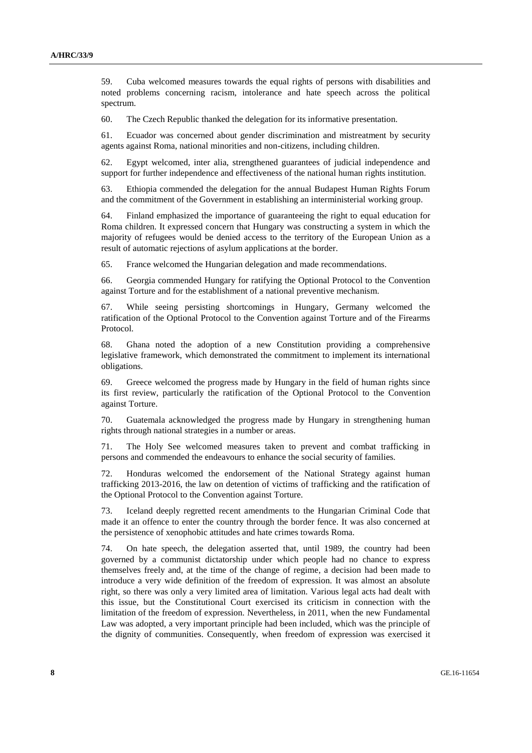59. Cuba welcomed measures towards the equal rights of persons with disabilities and noted problems concerning racism, intolerance and hate speech across the political spectrum.

60. The Czech Republic thanked the delegation for its informative presentation.

61. Ecuador was concerned about gender discrimination and mistreatment by security agents against Roma, national minorities and non-citizens, including children.

62. Egypt welcomed, inter alia, strengthened guarantees of judicial independence and support for further independence and effectiveness of the national human rights institution.

63. Ethiopia commended the delegation for the annual Budapest Human Rights Forum and the commitment of the Government in establishing an interministerial working group.

64. Finland emphasized the importance of guaranteeing the right to equal education for Roma children. It expressed concern that Hungary was constructing a system in which the majority of refugees would be denied access to the territory of the European Union as a result of automatic rejections of asylum applications at the border.

65. France welcomed the Hungarian delegation and made recommendations.

66. Georgia commended Hungary for ratifying the Optional Protocol to the Convention against Torture and for the establishment of a national preventive mechanism.

67. While seeing persisting shortcomings in Hungary, Germany welcomed the ratification of the Optional Protocol to the Convention against Torture and of the Firearms Protocol.

68. Ghana noted the adoption of a new Constitution providing a comprehensive legislative framework, which demonstrated the commitment to implement its international obligations.

69. Greece welcomed the progress made by Hungary in the field of human rights since its first review, particularly the ratification of the Optional Protocol to the Convention against Torture.

70. Guatemala acknowledged the progress made by Hungary in strengthening human rights through national strategies in a number or areas.

71. The Holy See welcomed measures taken to prevent and combat trafficking in persons and commended the endeavours to enhance the social security of families.

72. Honduras welcomed the endorsement of the National Strategy against human trafficking 2013-2016, the law on detention of victims of trafficking and the ratification of the Optional Protocol to the Convention against Torture.

73. Iceland deeply regretted recent amendments to the Hungarian Criminal Code that made it an offence to enter the country through the border fence. It was also concerned at the persistence of xenophobic attitudes and hate crimes towards Roma.

74. On hate speech, the delegation asserted that, until 1989, the country had been governed by a communist dictatorship under which people had no chance to express themselves freely and, at the time of the change of regime, a decision had been made to introduce a very wide definition of the freedom of expression. It was almost an absolute right, so there was only a very limited area of limitation. Various legal acts had dealt with this issue, but the Constitutional Court exercised its criticism in connection with the limitation of the freedom of expression. Nevertheless, in 2011, when the new Fundamental Law was adopted, a very important principle had been included, which was the principle of the dignity of communities. Consequently, when freedom of expression was exercised it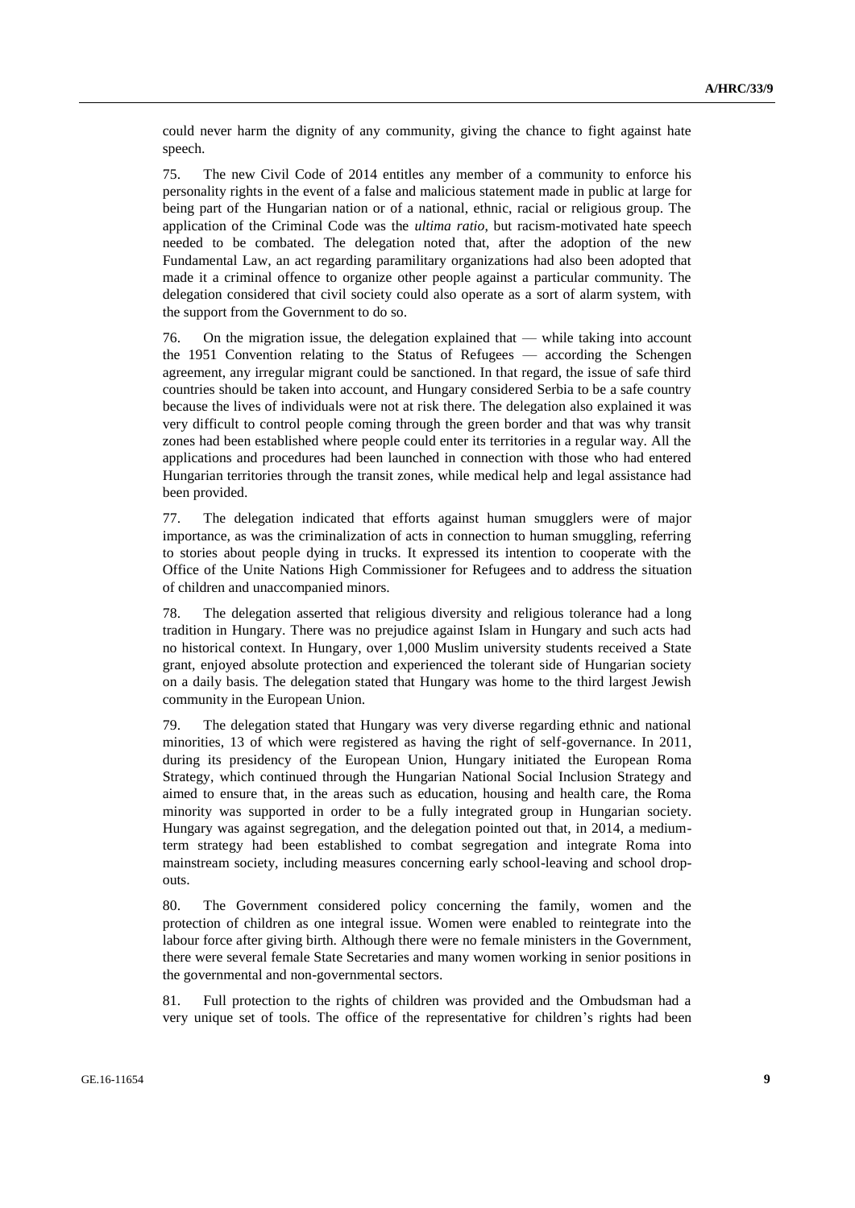could never harm the dignity of any community, giving the chance to fight against hate speech.

75. The new Civil Code of 2014 entitles any member of a community to enforce his personality rights in the event of a false and malicious statement made in public at large for being part of the Hungarian nation or of a national, ethnic, racial or religious group. The application of the Criminal Code was the *ultima ratio*, but racism-motivated hate speech needed to be combated. The delegation noted that, after the adoption of the new Fundamental Law, an act regarding paramilitary organizations had also been adopted that made it a criminal offence to organize other people against a particular community. The delegation considered that civil society could also operate as a sort of alarm system, with the support from the Government to do so.

76. On the migration issue, the delegation explained that — while taking into account the 1951 Convention relating to the Status of Refugees — according the Schengen agreement, any irregular migrant could be sanctioned. In that regard, the issue of safe third countries should be taken into account, and Hungary considered Serbia to be a safe country because the lives of individuals were not at risk there. The delegation also explained it was very difficult to control people coming through the green border and that was why transit zones had been established where people could enter its territories in a regular way. All the applications and procedures had been launched in connection with those who had entered Hungarian territories through the transit zones, while medical help and legal assistance had been provided.

77. The delegation indicated that efforts against human smugglers were of major importance, as was the criminalization of acts in connection to human smuggling, referring to stories about people dying in trucks. It expressed its intention to cooperate with the Office of the Unite Nations High Commissioner for Refugees and to address the situation of children and unaccompanied minors.

78. The delegation asserted that religious diversity and religious tolerance had a long tradition in Hungary. There was no prejudice against Islam in Hungary and such acts had no historical context. In Hungary, over 1,000 Muslim university students received a State grant, enjoyed absolute protection and experienced the tolerant side of Hungarian society on a daily basis. The delegation stated that Hungary was home to the third largest Jewish community in the European Union.

79. The delegation stated that Hungary was very diverse regarding ethnic and national minorities, 13 of which were registered as having the right of self-governance. In 2011, during its presidency of the European Union, Hungary initiated the European Roma Strategy, which continued through the Hungarian National Social Inclusion Strategy and aimed to ensure that, in the areas such as education, housing and health care, the Roma minority was supported in order to be a fully integrated group in Hungarian society. Hungary was against segregation, and the delegation pointed out that, in 2014, a medium-term strategy had been established to combat segregation and integrate Roma into mainstream society, including measures concerning early school-leaving and school drop-outs.

80. The Government considered policy concerning the family, women and the protection of children as one integral issue. Women were enabled to reintegrate into the labour force after giving birth. Although there were no female ministers in the Government, there were several female State Secretaries and many women working in senior positions in the governmental and non-governmental sectors.

81. Full protection to the rights of children was provided and the Ombudsman had a very unique set of tools. The office of the representative for children's rights had been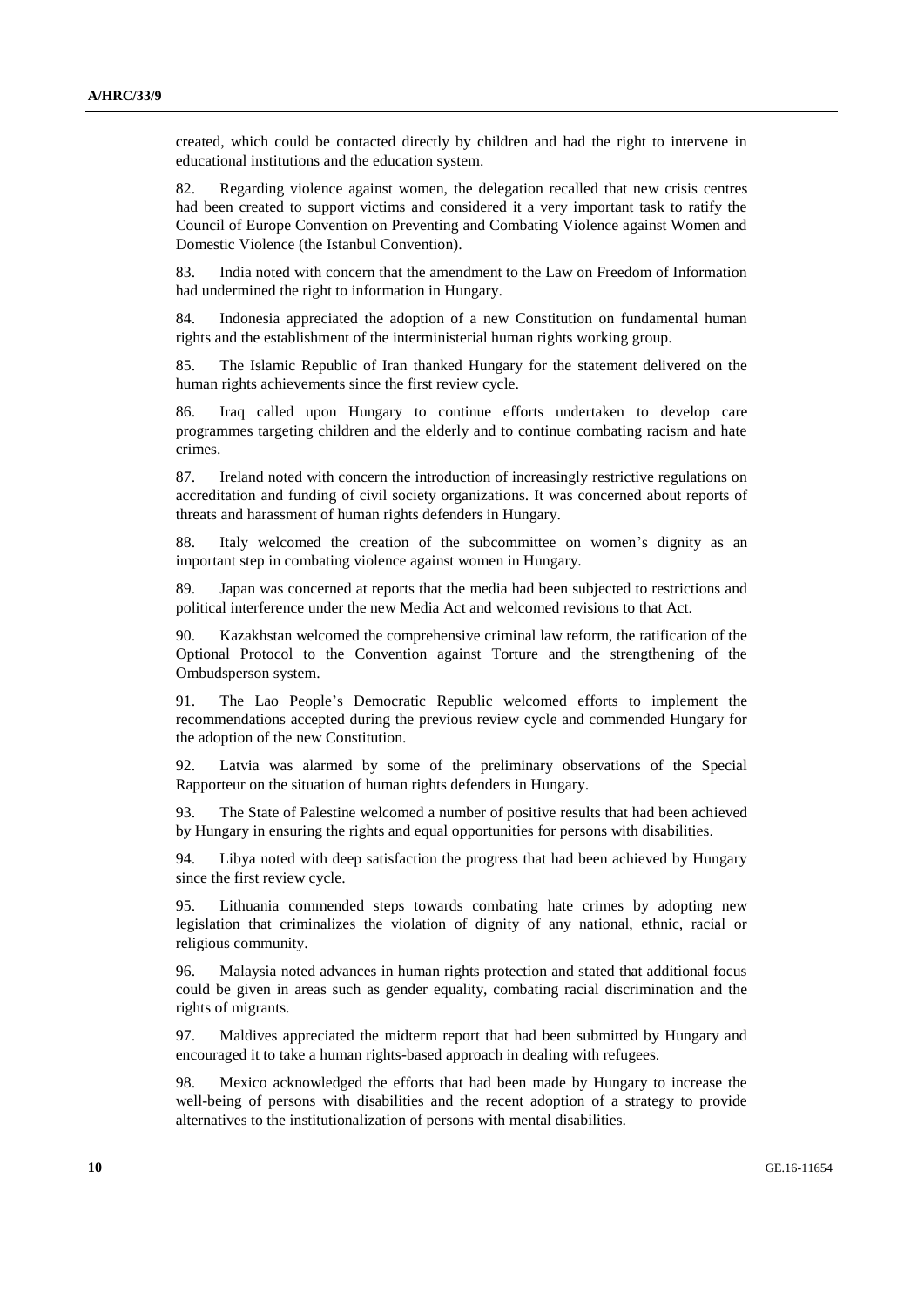created, which could be contacted directly by children and had the right to intervene in educational institutions and the education system.

82. Regarding violence against women, the delegation recalled that new crisis centres had been created to support victims and considered it a very important task to ratify the Council of Europe Convention on Preventing and Combating Violence against Women and Domestic Violence (the Istanbul Convention).

83. India noted with concern that the amendment to the Law on Freedom of Information had undermined the right to information in Hungary.

84. Indonesia appreciated the adoption of a new Constitution on fundamental human rights and the establishment of the interministerial human rights working group.

85. The Islamic Republic of Iran thanked Hungary for the statement delivered on the human rights achievements since the first review cycle.

86. Iraq called upon Hungary to continue efforts undertaken to develop care programmes targeting children and the elderly and to continue combating racism and hate crimes.

87. Ireland noted with concern the introduction of increasingly restrictive regulations on accreditation and funding of civil society organizations. It was concerned about reports of threats and harassment of human rights defenders in Hungary.

88. Italy welcomed the creation of the subcommittee on women's dignity as an important step in combating violence against women in Hungary.

89. Japan was concerned at reports that the media had been subjected to restrictions and political interference under the new Media Act and welcomed revisions to that Act.

90. Kazakhstan welcomed the comprehensive criminal law reform, the ratification of the Optional Protocol to the Convention against Torture and the strengthening of the Ombudsperson system.

91. The Lao People's Democratic Republic welcomed efforts to implement the recommendations accepted during the previous review cycle and commended Hungary for the adoption of the new Constitution.

92. Latvia was alarmed by some of the preliminary observations of the Special Rapporteur on the situation of human rights defenders in Hungary.

93. The State of Palestine welcomed a number of positive results that had been achieved by Hungary in ensuring the rights and equal opportunities for persons with disabilities.

94. Libya noted with deep satisfaction the progress that had been achieved by Hungary since the first review cycle.

95. Lithuania commended steps towards combating hate crimes by adopting new legislation that criminalizes the violation of dignity of any national, ethnic, racial or religious community.

96. Malaysia noted advances in human rights protection and stated that additional focus could be given in areas such as gender equality, combating racial discrimination and the rights of migrants.

97. Maldives appreciated the midterm report that had been submitted by Hungary and encouraged it to take a human rights-based approach in dealing with refugees.

98. Mexico acknowledged the efforts that had been made by Hungary to increase the well-being of persons with disabilities and the recent adoption of a strategy to provide alternatives to the institutionalization of persons with mental disabilities.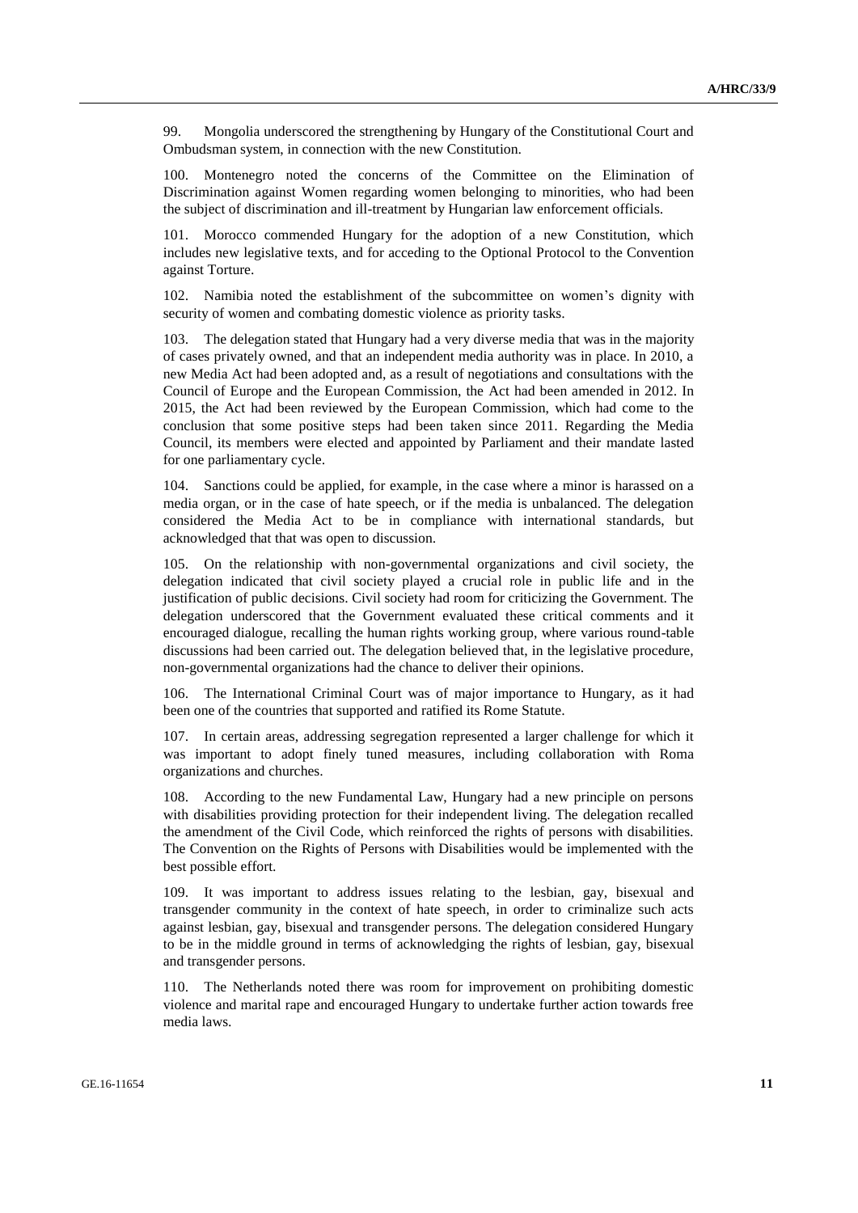99. Mongolia underscored the strengthening by Hungary of the Constitutional Court and Ombudsman system, in connection with the new Constitution.

100. Montenegro noted the concerns of the Committee on the Elimination of Discrimination against Women regarding women belonging to minorities, who had been the subject of discrimination and ill-treatment by Hungarian law enforcement officials.

101. Morocco commended Hungary for the adoption of a new Constitution, which includes new legislative texts, and for acceding to the Optional Protocol to the Convention against Torture.

102. Namibia noted the establishment of the subcommittee on women's dignity with security of women and combating domestic violence as priority tasks.

103. The delegation stated that Hungary had a very diverse media that was in the majority of cases privately owned, and that an independent media authority was in place. In 2010, a new Media Act had been adopted and, as a result of negotiations and consultations with the Council of Europe and the European Commission, the Act had been amended in 2012. In 2015, the Act had been reviewed by the European Commission, which had come to the conclusion that some positive steps had been taken since 2011. Regarding the Media Council, its members were elected and appointed by Parliament and their mandate lasted for one parliamentary cycle.

104. Sanctions could be applied, for example, in the case where a minor is harassed on a media organ, or in the case of hate speech, or if the media is unbalanced. The delegation considered the Media Act to be in compliance with international standards, but acknowledged that that was open to discussion.

105. On the relationship with non-governmental organizations and civil society, the delegation indicated that civil society played a crucial role in public life and in the justification of public decisions. Civil society had room for criticizing the Government. The delegation underscored that the Government evaluated these critical comments and it encouraged dialogue, recalling the human rights working group, where various round-table discussions had been carried out. The delegation believed that, in the legislative procedure, non-governmental organizations had the chance to deliver their opinions.

106. The International Criminal Court was of major importance to Hungary, as it had been one of the countries that supported and ratified its Rome Statute.

107. In certain areas, addressing segregation represented a larger challenge for which it was important to adopt finely tuned measures, including collaboration with Roma organizations and churches.

108. According to the new Fundamental Law, Hungary had a new principle on persons with disabilities providing protection for their independent living. The delegation recalled the amendment of the Civil Code, which reinforced the rights of persons with disabilities. The Convention on the Rights of Persons with Disabilities would be implemented with the best possible effort.

109. It was important to address issues relating to the lesbian, gay, bisexual and transgender community in the context of hate speech, in order to criminalize such acts against lesbian, gay, bisexual and transgender persons. The delegation considered Hungary to be in the middle ground in terms of acknowledging the rights of lesbian, gay, bisexual and transgender persons.

110. The Netherlands noted there was room for improvement on prohibiting domestic violence and marital rape and encouraged Hungary to undertake further action towards free media laws.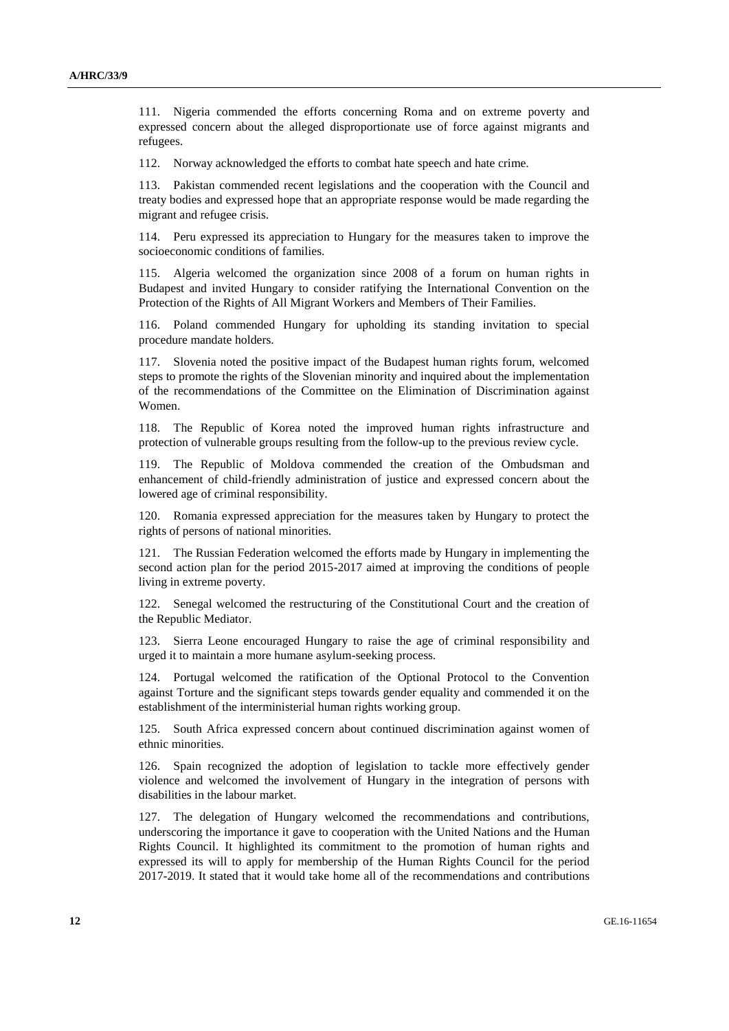111. Nigeria commended the efforts concerning Roma and on extreme poverty and expressed concern about the alleged disproportionate use of force against migrants and refugees.

112. Norway acknowledged the efforts to combat hate speech and hate crime.

113. Pakistan commended recent legislations and the cooperation with the Council and treaty bodies and expressed hope that an appropriate response would be made regarding the migrant and refugee crisis.

114. Peru expressed its appreciation to Hungary for the measures taken to improve the socioeconomic conditions of families.

115. Algeria welcomed the organization since 2008 of a forum on human rights in Budapest and invited Hungary to consider ratifying the International Convention on the Protection of the Rights of All Migrant Workers and Members of Their Families.

116. Poland commended Hungary for upholding its standing invitation to special procedure mandate holders.

117. Slovenia noted the positive impact of the Budapest human rights forum, welcomed steps to promote the rights of the Slovenian minority and inquired about the implementation of the recommendations of the Committee on the Elimination of Discrimination against Women.

118. The Republic of Korea noted the improved human rights infrastructure and protection of vulnerable groups resulting from the follow-up to the previous review cycle.

119. The Republic of Moldova commended the creation of the Ombudsman and enhancement of child-friendly administration of justice and expressed concern about the lowered age of criminal responsibility.

120. Romania expressed appreciation for the measures taken by Hungary to protect the rights of persons of national minorities.

121. The Russian Federation welcomed the efforts made by Hungary in implementing the second action plan for the period 2015-2017 aimed at improving the conditions of people living in extreme poverty.

122. Senegal welcomed the restructuring of the Constitutional Court and the creation of the Republic Mediator.

123. Sierra Leone encouraged Hungary to raise the age of criminal responsibility and urged it to maintain a more humane asylum-seeking process.

124. Portugal welcomed the ratification of the Optional Protocol to the Convention against Torture and the significant steps towards gender equality and commended it on the establishment of the interministerial human rights working group.

125. South Africa expressed concern about continued discrimination against women of ethnic minorities.

126. Spain recognized the adoption of legislation to tackle more effectively gender violence and welcomed the involvement of Hungary in the integration of persons with disabilities in the labour market.

127. The delegation of Hungary welcomed the recommendations and contributions, underscoring the importance it gave to cooperation with the United Nations and the Human Rights Council. It highlighted its commitment to the promotion of human rights and expressed its will to apply for membership of the Human Rights Council for the period 2017-2019. It stated that it would take home all of the recommendations and contributions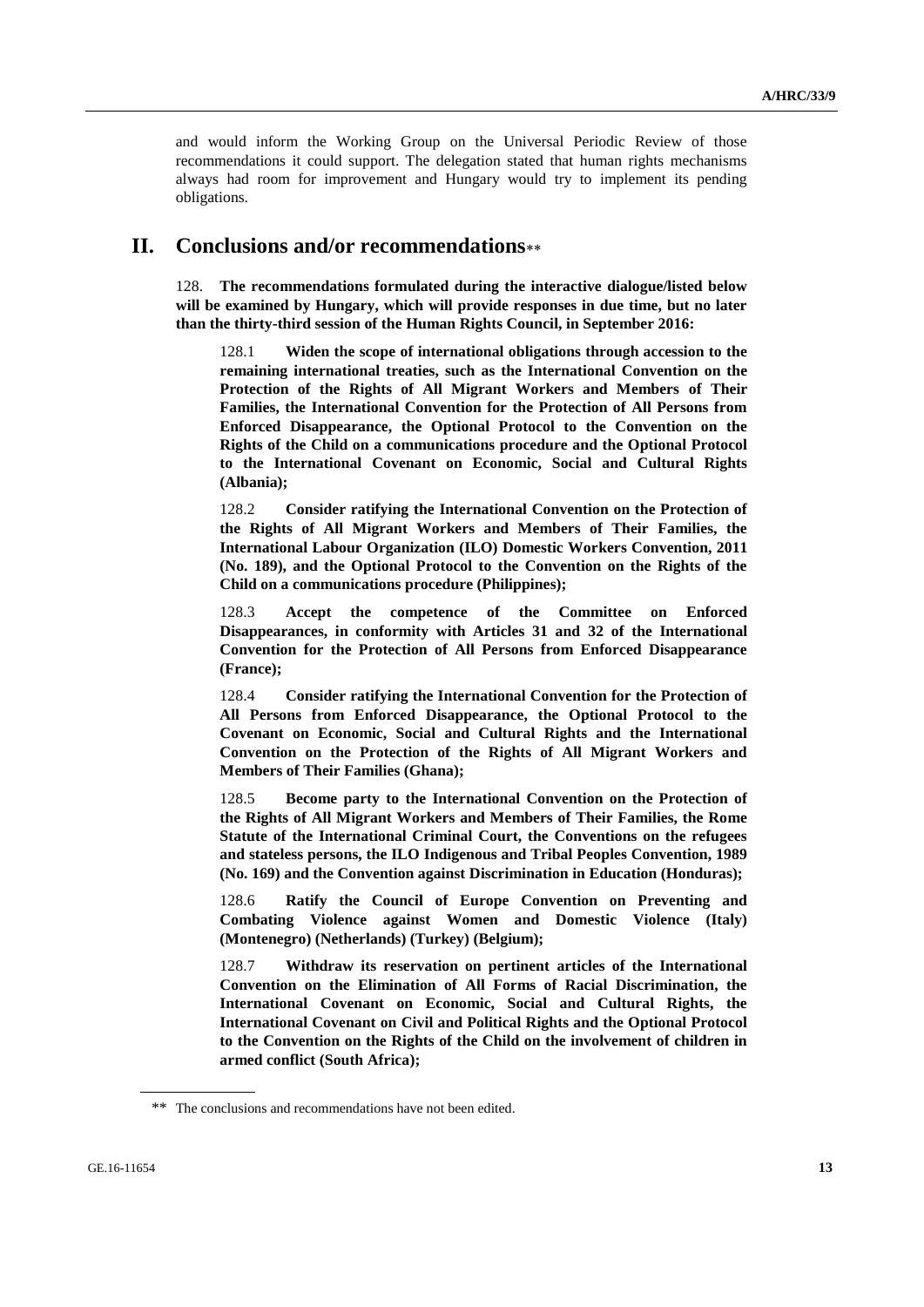and would inform the Working Group on the Universal Periodic Review of those recommendations it could support. The delegation stated that human rights mechanisms always had room for improvement and Hungary would try to implement its pending obligations.

# II. Conclusions and/or recommendations**

128. **The recommendations formulated during the interactive dialogue/listed below will be examined by Hungary, which will provide responses in due time, but no later than the thirty-third session of the Human Rights Council, in September 2016:**

128.1 **Widen the scope of international obligations through accession to the remaining international treaties, such as the International Convention on the Protection of the Rights of All Migrant Workers and Members of Their Families, the International Convention for the Protection of All Persons from Enforced Disappearance, the Optional Protocol to the Convention on the Rights of the Child on a communications procedure and the Optional Protocol to the International Covenant on Economic, Social and Cultural Rights (Albania);**

128.2 **Consider ratifying the International Convention on the Protection of the Rights of All Migrant Workers and Members of Their Families, the International Labour Organization (ILO) Domestic Workers Convention, 2011 (No. 189), and the Optional Protocol to the Convention on the Rights of the Child on a communications procedure (Philippines);**

128.3 **Accept the competence of the Committee on Enforced Disappearances, in conformity with Articles 31 and 32 of the International Convention for the Protection of All Persons from Enforced Disappearance (France);**

128.4 **Consider ratifying the International Convention for the Protection of All Persons from Enforced Disappearance, the Optional Protocol to the Covenant on Economic, Social and Cultural Rights and the International Convention on the Protection of the Rights of All Migrant Workers and Members of Their Families (Ghana);**

128.5 **Become party to the International Convention on the Protection of the Rights of All Migrant Workers and Members of Their Families, the Rome Statute of the International Criminal Court, the Conventions on the refugees and stateless persons, the ILO Indigenous and Tribal Peoples Convention, 1989 (No. 169) and the Convention against Discrimination in Education (Honduras);**

128.6 **Ratify the Council of Europe Convention on Preventing and Combating Violence against Women and Domestic Violence (Italy) (Montenegro) (Netherlands) (Turkey) (Belgium);**

128.7 **Withdraw its reservation on pertinent articles of the International Convention on the Elimination of All Forms of Racial Discrimination, the International Covenant on Economic, Social and Cultural Rights, the International Covenant on Civil and Political Rights and the Optional Protocol to the Convention on the Rights of the Child on the involvement of children in armed conflict (South Africa);**

** The conclusions and recommendations have not been edited.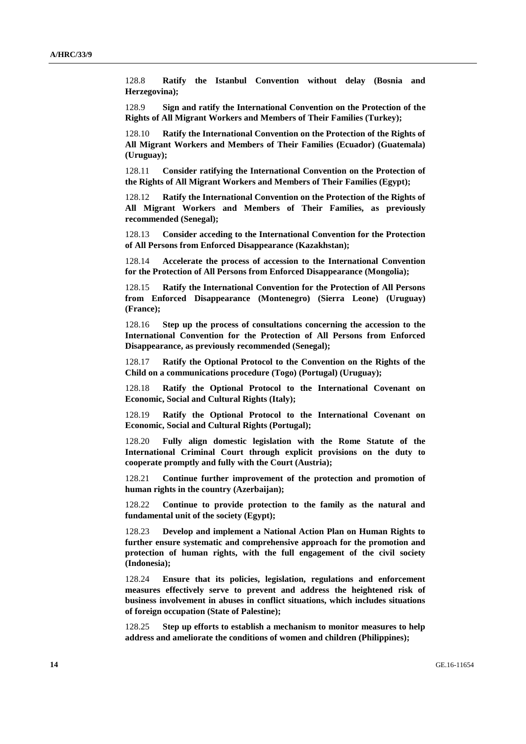128.8 **Ratify the Istanbul Convention without delay (Bosnia and Herzegovina);**

128.9 **Sign and ratify the International Convention on the Protection of the Rights of All Migrant Workers and Members of Their Families (Turkey);**

128.10 **Ratify the International Convention on the Protection of the Rights of All Migrant Workers and Members of Their Families (Ecuador) (Guatemala) (Uruguay);**

128.11 **Consider ratifying the International Convention on the Protection of the Rights of All Migrant Workers and Members of Their Families (Egypt);**

128.12 **Ratify the International Convention on the Protection of the Rights of All Migrant Workers and Members of Their Families, as previously recommended (Senegal);**

128.13 **Consider acceding to the International Convention for the Protection of All Persons from Enforced Disappearance (Kazakhstan);**

128.14 **Accelerate the process of accession to the International Convention for the Protection of All Persons from Enforced Disappearance (Mongolia);**

128.15 **Ratify the International Convention for the Protection of All Persons from Enforced Disappearance (Montenegro) (Sierra Leone) (Uruguay) (France);**

128.16 **Step up the process of consultations concerning the accession to the International Convention for the Protection of All Persons from Enforced Disappearance, as previously recommended (Senegal);**

128.17 **Ratify the Optional Protocol to the Convention on the Rights of the Child on a communications procedure (Togo) (Portugal) (Uruguay);**

128.18 **Ratify the Optional Protocol to the International Covenant on Economic, Social and Cultural Rights (Italy);**

128.19 **Ratify the Optional Protocol to the International Covenant on Economic, Social and Cultural Rights (Portugal);**

128.20 **Fully align domestic legislation with the Rome Statute of the International Criminal Court through explicit provisions on the duty to cooperate promptly and fully with the Court (Austria);**

128.21 **Continue further improvement of the protection and promotion of human rights in the country (Azerbaijan);**

128.22 **Continue to provide protection to the family as the natural and fundamental unit of the society (Egypt);**

128.23 **Develop and implement a National Action Plan on Human Rights to further ensure systematic and comprehensive approach for the promotion and protection of human rights, with the full engagement of the civil society (Indonesia);**

128.24 **Ensure that its policies, legislation, regulations and enforcement measures effectively serve to prevent and address the heightened risk of business involvement in abuses in conflict situations, which includes situations of foreign occupation (State of Palestine);**

128.25 **Step up efforts to establish a mechanism to monitor measures to help address and ameliorate the conditions of women and children (Philippines);**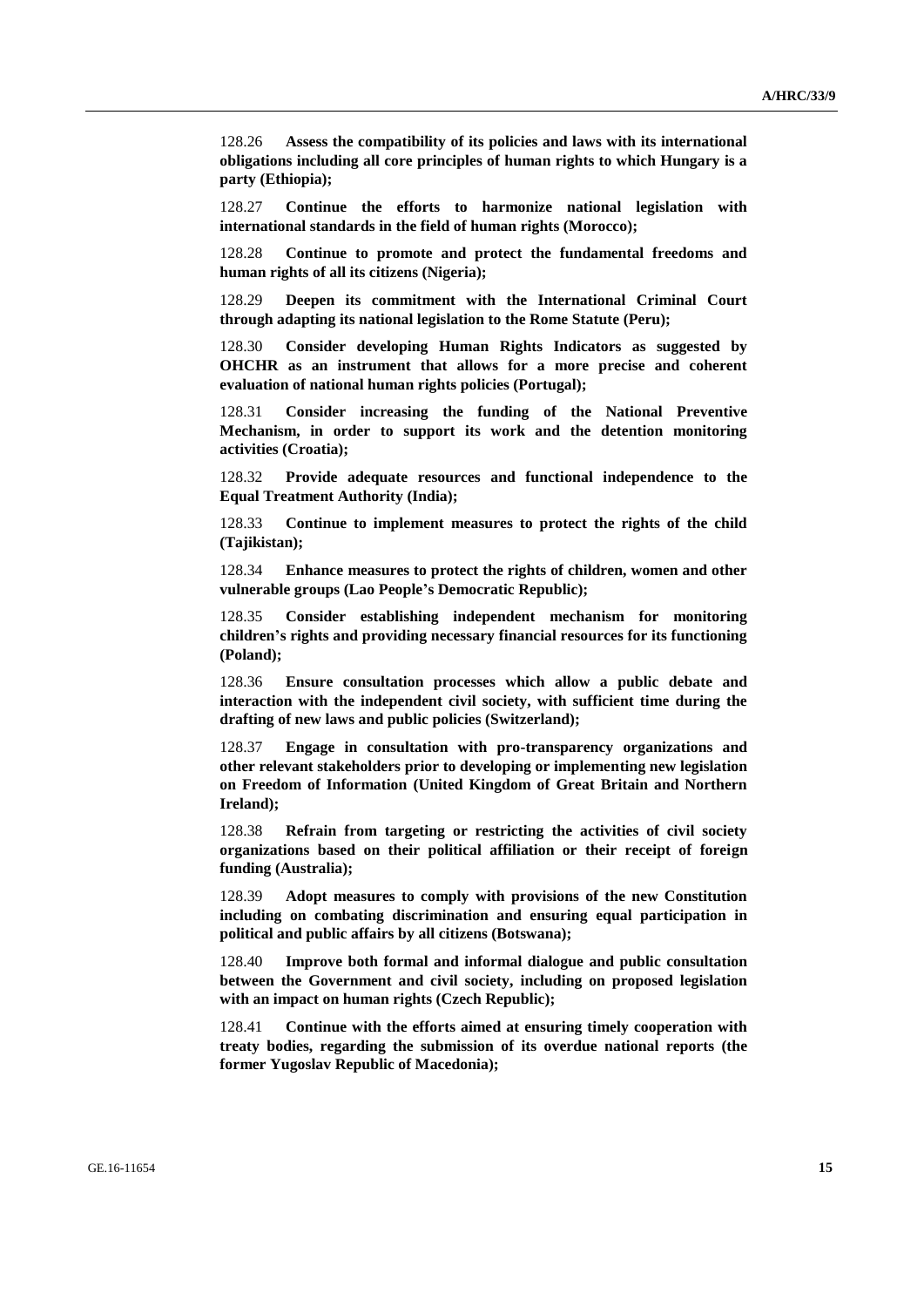128.26 **Assess the compatibility of its policies and laws with its international obligations including all core principles of human rights to which Hungary is a party (Ethiopia);**

128.27 **Continue the efforts to harmonize national legislation with international standards in the field of human rights (Morocco);**

128.28 **Continue to promote and protect the fundamental freedoms and human rights of all its citizens (Nigeria);**

128.29 **Deepen its commitment with the International Criminal Court through adapting its national legislation to the Rome Statute (Peru);**

128.30 **Consider developing Human Rights Indicators as suggested by OHCHR as an instrument that allows for a more precise and coherent evaluation of national human rights policies (Portugal);**

128.31 **Consider increasing the funding of the National Preventive Mechanism, in order to support its work and the detention monitoring activities (Croatia);**

128.32 **Provide adequate resources and functional independence to the Equal Treatment Authority (India);**

128.33 **Continue to implement measures to protect the rights of the child (Tajikistan);**

128.34 **Enhance measures to protect the rights of children, women and other vulnerable groups (Lao People's Democratic Republic);**

128.35 **Consider establishing independent mechanism for monitoring children's rights and providing necessary financial resources for its functioning (Poland);**

128.36 **Ensure consultation processes which allow a public debate and interaction with the independent civil society, with sufficient time during the drafting of new laws and public policies (Switzerland);**

128.37 **Engage in consultation with pro-transparency organizations and other relevant stakeholders prior to developing or implementing new legislation on Freedom of Information (United Kingdom of Great Britain and Northern Ireland);**

128.38 **Refrain from targeting or restricting the activities of civil society organizations based on their political affiliation or their receipt of foreign funding (Australia);**

128.39 **Adopt measures to comply with provisions of the new Constitution including on combating discrimination and ensuring equal participation in political and public affairs by all citizens (Botswana);**

128.40 **Improve both formal and informal dialogue and public consultation between the Government and civil society, including on proposed legislation with an impact on human rights (Czech Republic);**

128.41 **Continue with the efforts aimed at ensuring timely cooperation with treaty bodies, regarding the submission of its overdue national reports (the former Yugoslav Republic of Macedonia);**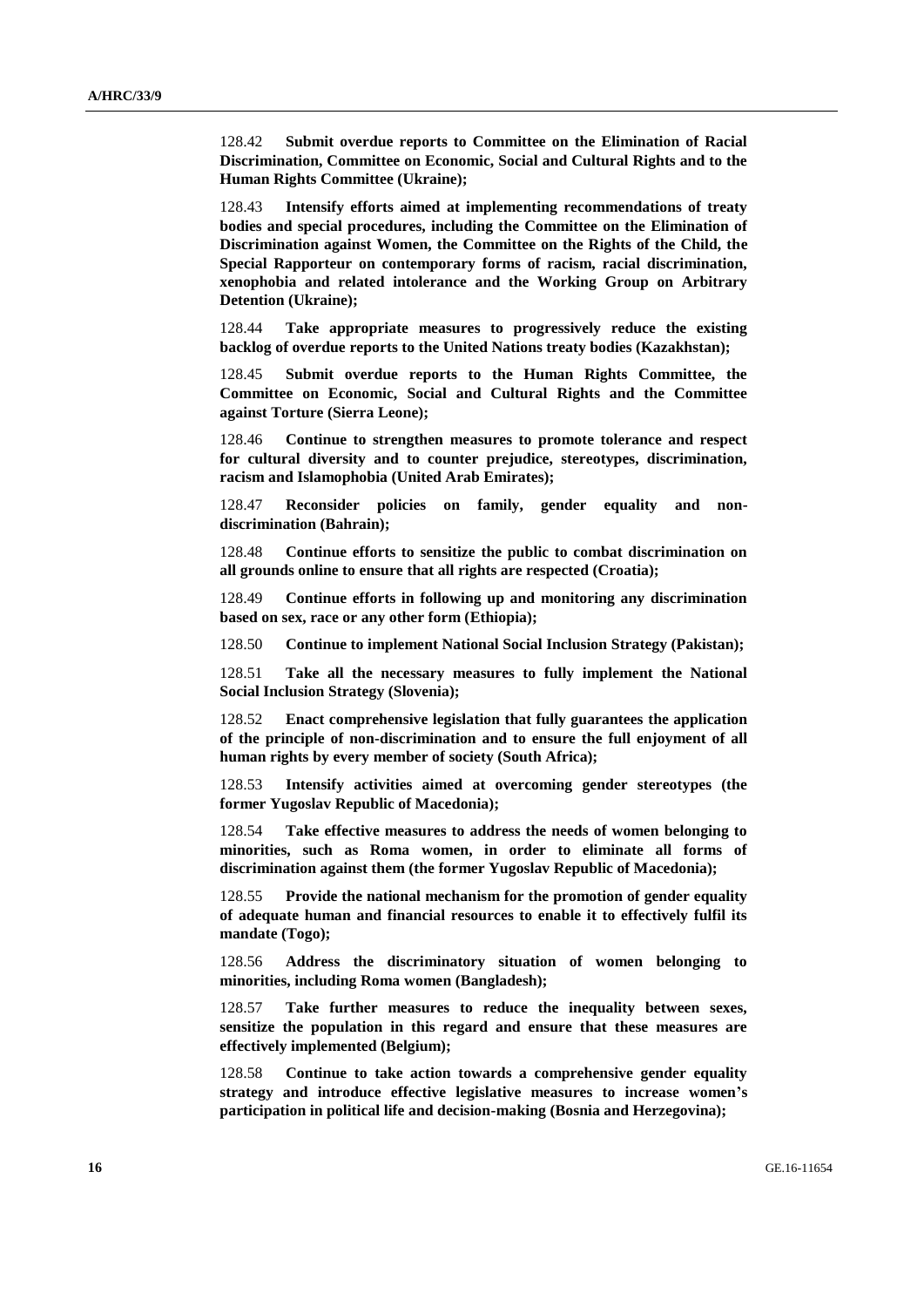128.42 **Submit overdue reports to Committee on the Elimination of Racial Discrimination, Committee on Economic, Social and Cultural Rights and to the Human Rights Committee (Ukraine);**

128.43 **Intensify efforts aimed at implementing recommendations of treaty bodies and special procedures, including the Committee on the Elimination of Discrimination against Women, the Committee on the Rights of the Child, the Special Rapporteur on contemporary forms of racism, racial discrimination, xenophobia and related intolerance and the Working Group on Arbitrary Detention (Ukraine);**

128.44 **Take appropriate measures to progressively reduce the existing backlog of overdue reports to the United Nations treaty bodies (Kazakhstan);**

128.45 **Submit overdue reports to the Human Rights Committee, the Committee on Economic, Social and Cultural Rights and the Committee against Torture (Sierra Leone);**

128.46 **Continue to strengthen measures to promote tolerance and respect for cultural diversity and to counter prejudice, stereotypes, discrimination, racism and Islamophobia (United Arab Emirates);**

128.47 **Reconsider policies on family, gender equality and non-discrimination (Bahrain);**

128.48 **Continue efforts to sensitize the public to combat discrimination on all grounds online to ensure that all rights are respected (Croatia);**

128.49 **Continue efforts in following up and monitoring any discrimination based on sex, race or any other form (Ethiopia);**

128.50 **Continue to implement National Social Inclusion Strategy (Pakistan);**

128.51 **Take all the necessary measures to fully implement the National Social Inclusion Strategy (Slovenia);**

128.52 **Enact comprehensive legislation that fully guarantees the application of the principle of non-discrimination and to ensure the full enjoyment of all human rights by every member of society (South Africa);**

128.53 **Intensify activities aimed at overcoming gender stereotypes (the former Yugoslav Republic of Macedonia);**

128.54 **Take effective measures to address the needs of women belonging to minorities, such as Roma women, in order to eliminate all forms of discrimination against them (the former Yugoslav Republic of Macedonia);**

128.55 **Provide the national mechanism for the promotion of gender equality of adequate human and financial resources to enable it to effectively fulfil its mandate (Togo);**

128.56 **Address the discriminatory situation of women belonging to minorities, including Roma women (Bangladesh);**

128.57 **Take further measures to reduce the inequality between sexes, sensitize the population in this regard and ensure that these measures are effectively implemented (Belgium);**

128.58 **Continue to take action towards a comprehensive gender equality strategy and introduce effective legislative measures to increase women's participation in political life and decision-making (Bosnia and Herzegovina);**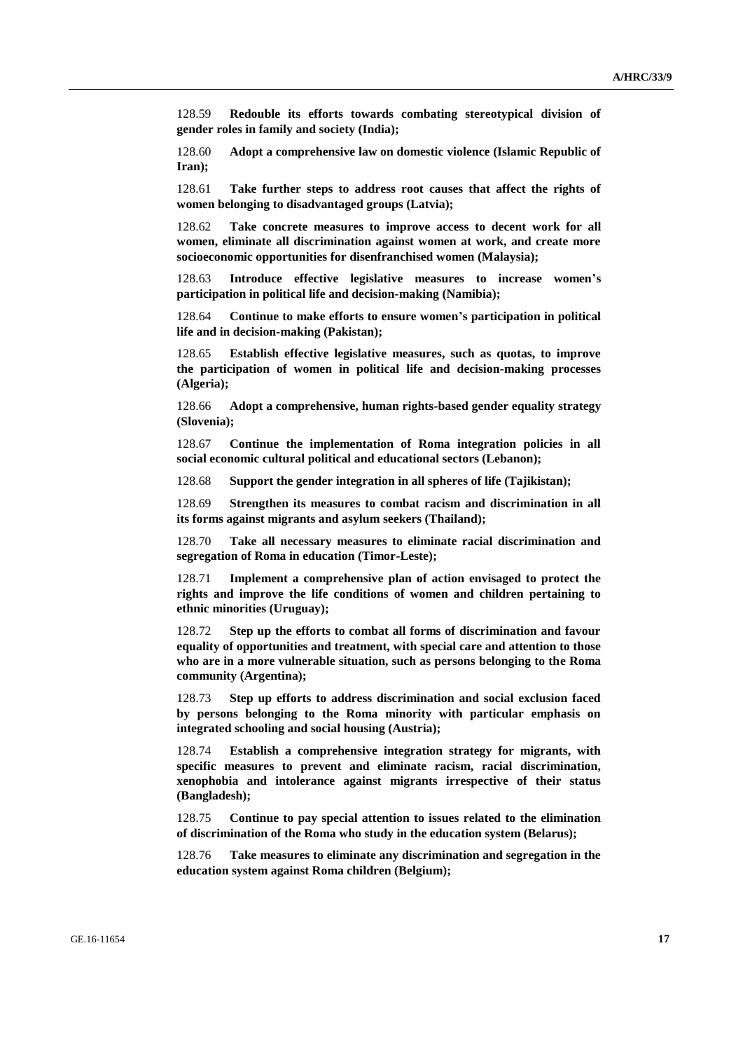128.59 **Redouble its efforts towards combating stereotypical division of gender roles in family and society (India);**

128.60 **Adopt a comprehensive law on domestic violence (Islamic Republic of Iran);**

128.61 **Take further steps to address root causes that affect the rights of women belonging to disadvantaged groups (Latvia);**

128.62 **Take concrete measures to improve access to decent work for all women, eliminate all discrimination against women at work, and create more socioeconomic opportunities for disenfranchised women (Malaysia);**

128.63 **Introduce effective legislative measures to increase women's participation in political life and decision-making (Namibia);**

128.64 **Continue to make efforts to ensure women's participation in political life and in decision-making (Pakistan);**

128.65 **Establish effective legislative measures, such as quotas, to improve the participation of women in political life and decision-making processes (Algeria);**

128.66 **Adopt a comprehensive, human rights-based gender equality strategy (Slovenia);**

128.67 **Continue the implementation of Roma integration policies in all social economic cultural political and educational sectors (Lebanon);**

128.68 **Support the gender integration in all spheres of life (Tajikistan);**

128.69 **Strengthen its measures to combat racism and discrimination in all its forms against migrants and asylum seekers (Thailand);**

128.70 **Take all necessary measures to eliminate racial discrimination and segregation of Roma in education (Timor-Leste);**

128.71 **Implement a comprehensive plan of action envisaged to protect the rights and improve the life conditions of women and children pertaining to ethnic minorities (Uruguay);**

128.72 **Step up the efforts to combat all forms of discrimination and favour equality of opportunities and treatment, with special care and attention to those who are in a more vulnerable situation, such as persons belonging to the Roma community (Argentina);**

128.73 **Step up efforts to address discrimination and social exclusion faced by persons belonging to the Roma minority with particular emphasis on integrated schooling and social housing (Austria);**

128.74 **Establish a comprehensive integration strategy for migrants, with specific measures to prevent and eliminate racism, racial discrimination, xenophobia and intolerance against migrants irrespective of their status (Bangladesh);**

128.75 **Continue to pay special attention to issues related to the elimination of discrimination of the Roma who study in the education system (Belarus);**

128.76 **Take measures to eliminate any discrimination and segregation in the education system against Roma children (Belgium);**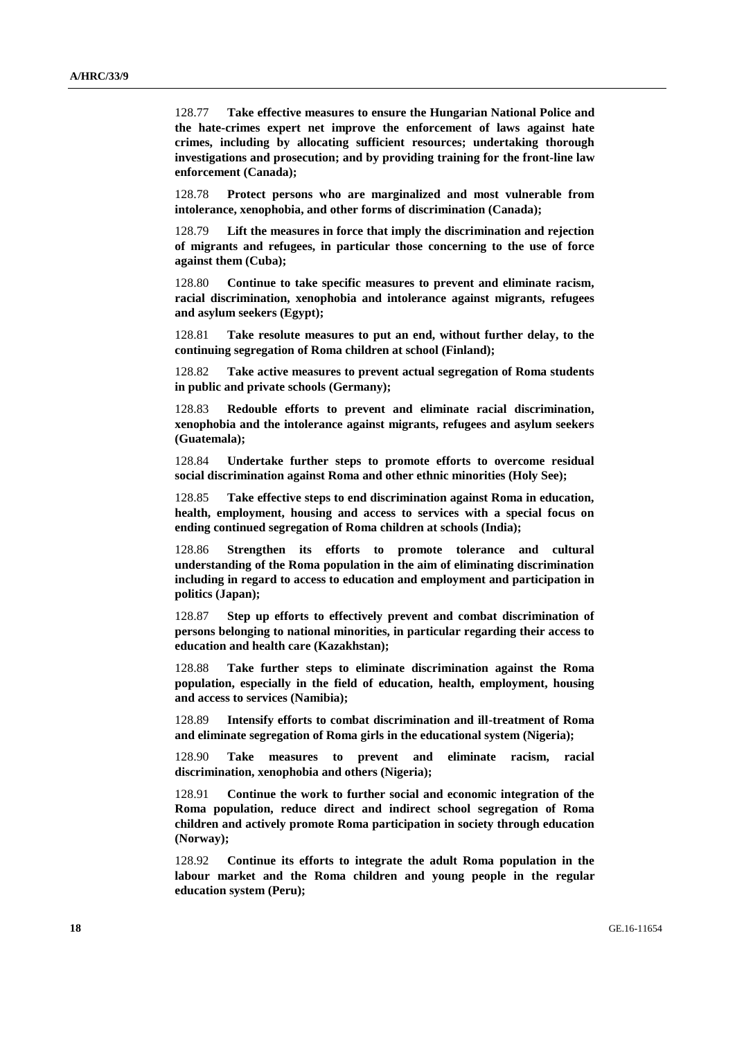128.77 **Take effective measures to ensure the Hungarian National Police and the hate-crimes expert net improve the enforcement of laws against hate crimes, including by allocating sufficient resources; undertaking thorough investigations and prosecution; and by providing training for the front-line law enforcement (Canada);**

128.78 **Protect persons who are marginalized and most vulnerable from intolerance, xenophobia, and other forms of discrimination (Canada);**

128.79 **Lift the measures in force that imply the discrimination and rejection of migrants and refugees, in particular those concerning to the use of force against them (Cuba);**

128.80 **Continue to take specific measures to prevent and eliminate racism, racial discrimination, xenophobia and intolerance against migrants, refugees and asylum seekers (Egypt);**

128.81 **Take resolute measures to put an end, without further delay, to the continuing segregation of Roma children at school (Finland);**

128.82 **Take active measures to prevent actual segregation of Roma students in public and private schools (Germany);**

128.83 **Redouble efforts to prevent and eliminate racial discrimination, xenophobia and the intolerance against migrants, refugees and asylum seekers (Guatemala);**

128.84 **Undertake further steps to promote efforts to overcome residual social discrimination against Roma and other ethnic minorities (Holy See);**

128.85 **Take effective steps to end discrimination against Roma in education, health, employment, housing and access to services with a special focus on ending continued segregation of Roma children at schools (India);**

128.86 **Strengthen its efforts to promote tolerance and cultural understanding of the Roma population in the aim of eliminating discrimination including in regard to access to education and employment and participation in politics (Japan);**

128.87 **Step up efforts to effectively prevent and combat discrimination of persons belonging to national minorities, in particular regarding their access to education and health care (Kazakhstan);**

128.88 **Take further steps to eliminate discrimination against the Roma population, especially in the field of education, health, employment, housing and access to services (Namibia);**

128.89 **Intensify efforts to combat discrimination and ill-treatment of Roma and eliminate segregation of Roma girls in the educational system (Nigeria);**

128.90 **Take measures to prevent and eliminate racism, racial discrimination, xenophobia and others (Nigeria);**

128.91 **Continue the work to further social and economic integration of the Roma population, reduce direct and indirect school segregation of Roma children and actively promote Roma participation in society through education (Norway);**

128.92 **Continue its efforts to integrate the adult Roma population in the labour market and the Roma children and young people in the regular education system (Peru);**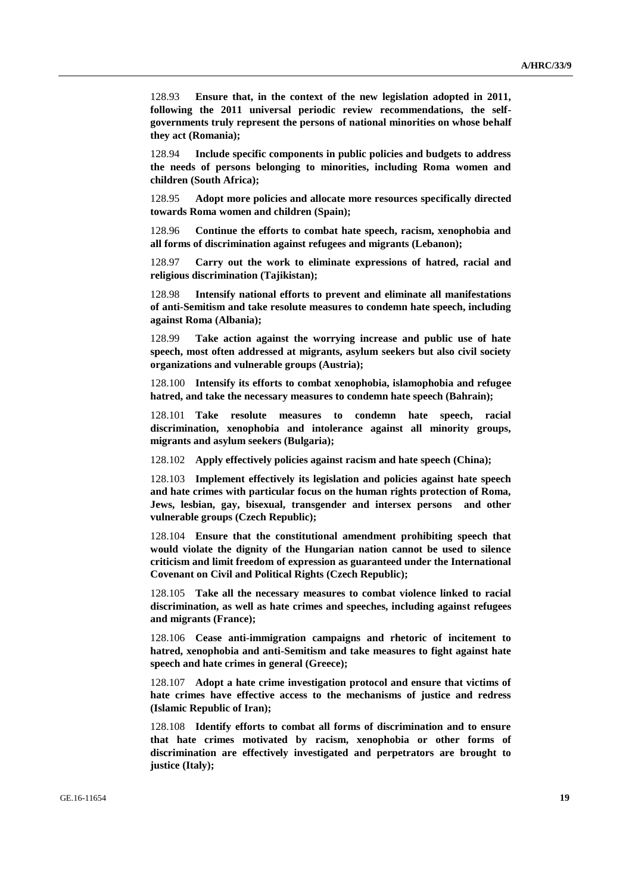128.93 **Ensure that, in the context of the new legislation adopted in 2011, following the 2011 universal periodic review recommendations, the self-governments truly represent the persons of national minorities on whose behalf they act (Romania);**

128.94 **Include specific components in public policies and budgets to address the needs of persons belonging to minorities, including Roma women and children (South Africa);**

128.95 **Adopt more policies and allocate more resources specifically directed towards Roma women and children (Spain);**

128.96 **Continue the efforts to combat hate speech, racism, xenophobia and all forms of discrimination against refugees and migrants (Lebanon);**

128.97 **Carry out the work to eliminate expressions of hatred, racial and religious discrimination (Tajikistan);**

128.98 **Intensify national efforts to prevent and eliminate all manifestations of anti-Semitism and take resolute measures to condemn hate speech, including against Roma (Albania);**

128.99 **Take action against the worrying increase and public use of hate speech, most often addressed at migrants, asylum seekers but also civil society organizations and vulnerable groups (Austria);**

128.100 **Intensify its efforts to combat xenophobia, islamophobia and refugee hatred, and take the necessary measures to condemn hate speech (Bahrain);**

128.101 **Take resolute measures to condemn hate speech, racial discrimination, xenophobia and intolerance against all minority groups, migrants and asylum seekers (Bulgaria);**

128.102 **Apply effectively policies against racism and hate speech (China);**

128.103 **Implement effectively its legislation and policies against hate speech and hate crimes with particular focus on the human rights protection of Roma, Jews, lesbian, gay, bisexual, transgender and intersex persons and other vulnerable groups (Czech Republic);**

128.104 **Ensure that the constitutional amendment prohibiting speech that would violate the dignity of the Hungarian nation cannot be used to silence criticism and limit freedom of expression as guaranteed under the International Covenant on Civil and Political Rights (Czech Republic);**

128.105 **Take all the necessary measures to combat violence linked to racial discrimination, as well as hate crimes and speeches, including against refugees and migrants (France);**

128.106 **Cease anti-immigration campaigns and rhetoric of incitement to hatred, xenophobia and anti-Semitism and take measures to fight against hate speech and hate crimes in general (Greece);**

128.107 **Adopt a hate crime investigation protocol and ensure that victims of hate crimes have effective access to the mechanisms of justice and redress (Islamic Republic of Iran);**

128.108 **Identify efforts to combat all forms of discrimination and to ensure that hate crimes motivated by racism, xenophobia or other forms of discrimination are effectively investigated and perpetrators are brought to justice (Italy);**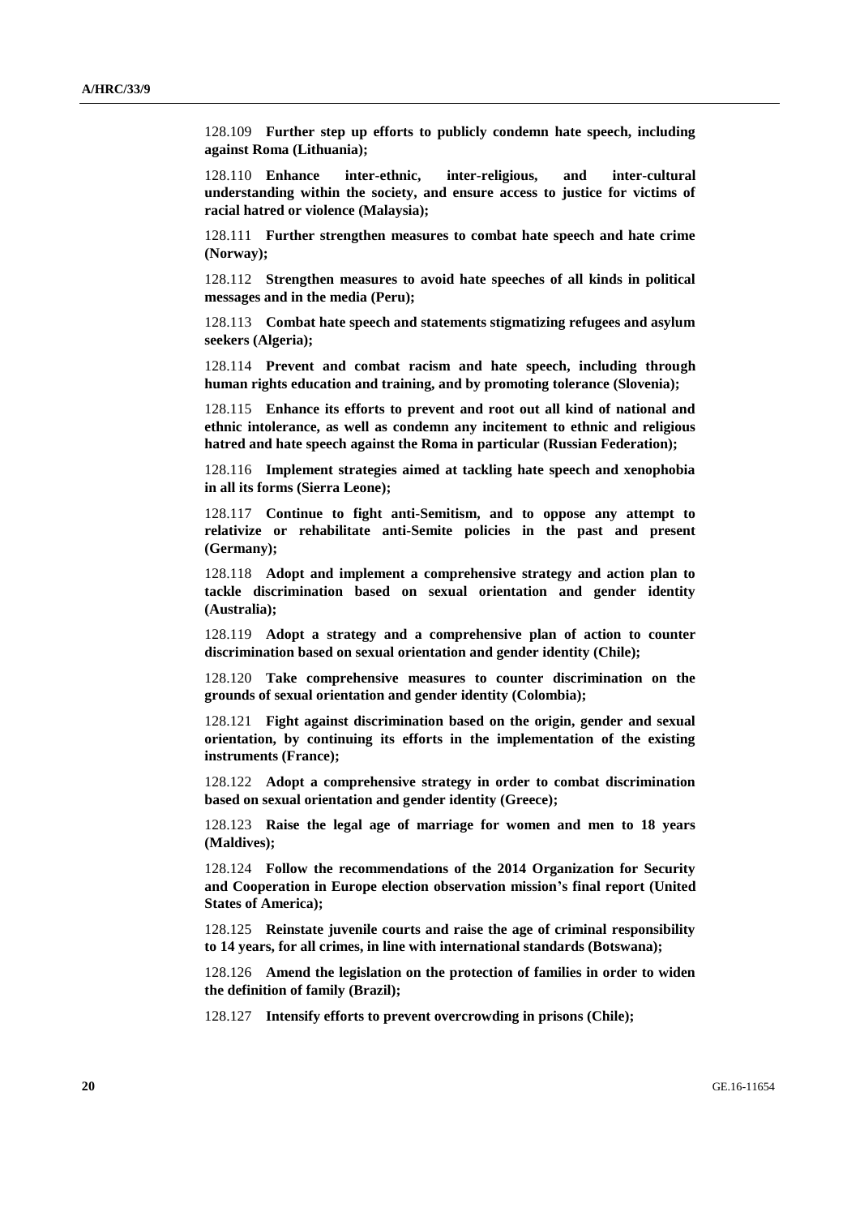128.109 **Further step up efforts to publicly condemn hate speech, including against Roma (Lithuania);**

128.110 **Enhance inter-ethnic, inter-religious, and inter-cultural understanding within the society, and ensure access to justice for victims of racial hatred or violence (Malaysia);**

128.111 **Further strengthen measures to combat hate speech and hate crime (Norway);**

128.112 **Strengthen measures to avoid hate speeches of all kinds in political messages and in the media (Peru);**

128.113 **Combat hate speech and statements stigmatizing refugees and asylum seekers (Algeria);**

128.114 **Prevent and combat racism and hate speech, including through human rights education and training, and by promoting tolerance (Slovenia);**

128.115 **Enhance its efforts to prevent and root out all kind of national and ethnic intolerance, as well as condemn any incitement to ethnic and religious hatred and hate speech against the Roma in particular (Russian Federation);**

128.116 **Implement strategies aimed at tackling hate speech and xenophobia in all its forms (Sierra Leone);**

128.117 **Continue to fight anti-Semitism, and to oppose any attempt to relativize or rehabilitate anti-Semite policies in the past and present (Germany);**

128.118 **Adopt and implement a comprehensive strategy and action plan to tackle discrimination based on sexual orientation and gender identity (Australia);**

128.119 **Adopt a strategy and a comprehensive plan of action to counter discrimination based on sexual orientation and gender identity (Chile);**

128.120 **Take comprehensive measures to counter discrimination on the grounds of sexual orientation and gender identity (Colombia);**

128.121 **Fight against discrimination based on the origin, gender and sexual orientation, by continuing its efforts in the implementation of the existing instruments (France);**

128.122 **Adopt a comprehensive strategy in order to combat discrimination based on sexual orientation and gender identity (Greece);**

128.123 **Raise the legal age of marriage for women and men to 18 years (Maldives);**

128.124 **Follow the recommendations of the 2014 Organization for Security and Cooperation in Europe election observation mission's final report (United States of America);**

128.125 **Reinstate juvenile courts and raise the age of criminal responsibility to 14 years, for all crimes, in line with international standards (Botswana);**

128.126 **Amend the legislation on the protection of families in order to widen the definition of family (Brazil);**

128.127 **Intensify efforts to prevent overcrowding in prisons (Chile);**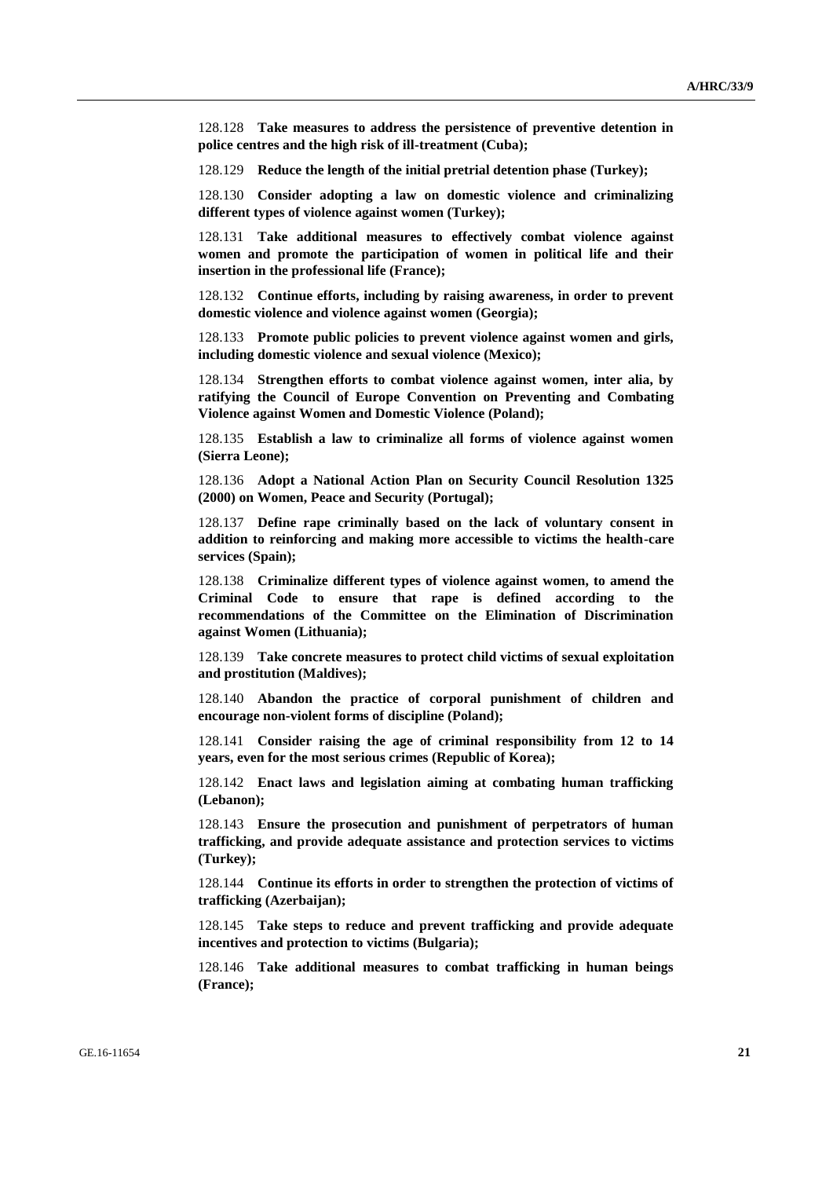128.128 **Take measures to address the persistence of preventive detention in police centres and the high risk of ill-treatment (Cuba);**

128.129 **Reduce the length of the initial pretrial detention phase (Turkey);**

128.130 **Consider adopting a law on domestic violence and criminalizing different types of violence against women (Turkey);**

128.131 **Take additional measures to effectively combat violence against women and promote the participation of women in political life and their insertion in the professional life (France);**

128.132 **Continue efforts, including by raising awareness, in order to prevent domestic violence and violence against women (Georgia);**

128.133 **Promote public policies to prevent violence against women and girls, including domestic violence and sexual violence (Mexico);**

128.134 **Strengthen efforts to combat violence against women, inter alia, by ratifying the Council of Europe Convention on Preventing and Combating Violence against Women and Domestic Violence (Poland);**

128.135 **Establish a law to criminalize all forms of violence against women (Sierra Leone);**

128.136 **Adopt a National Action Plan on Security Council Resolution 1325 (2000) on Women, Peace and Security (Portugal);**

128.137 **Define rape criminally based on the lack of voluntary consent in addition to reinforcing and making more accessible to victims the health-care services (Spain);**

128.138 **Criminalize different types of violence against women, to amend the Criminal Code to ensure that rape is defined according to the recommendations of the Committee on the Elimination of Discrimination against Women (Lithuania);**

128.139 **Take concrete measures to protect child victims of sexual exploitation and prostitution (Maldives);**

128.140 **Abandon the practice of corporal punishment of children and encourage non-violent forms of discipline (Poland);**

128.141 **Consider raising the age of criminal responsibility from 12 to 14 years, even for the most serious crimes (Republic of Korea);**

128.142 **Enact laws and legislation aiming at combating human trafficking (Lebanon);**

128.143 **Ensure the prosecution and punishment of perpetrators of human trafficking, and provide adequate assistance and protection services to victims (Turkey);**

128.144 **Continue its efforts in order to strengthen the protection of victims of trafficking (Azerbaijan);**

128.145 **Take steps to reduce and prevent trafficking and provide adequate incentives and protection to victims (Bulgaria);**

128.146 **Take additional measures to combat trafficking in human beings (France);**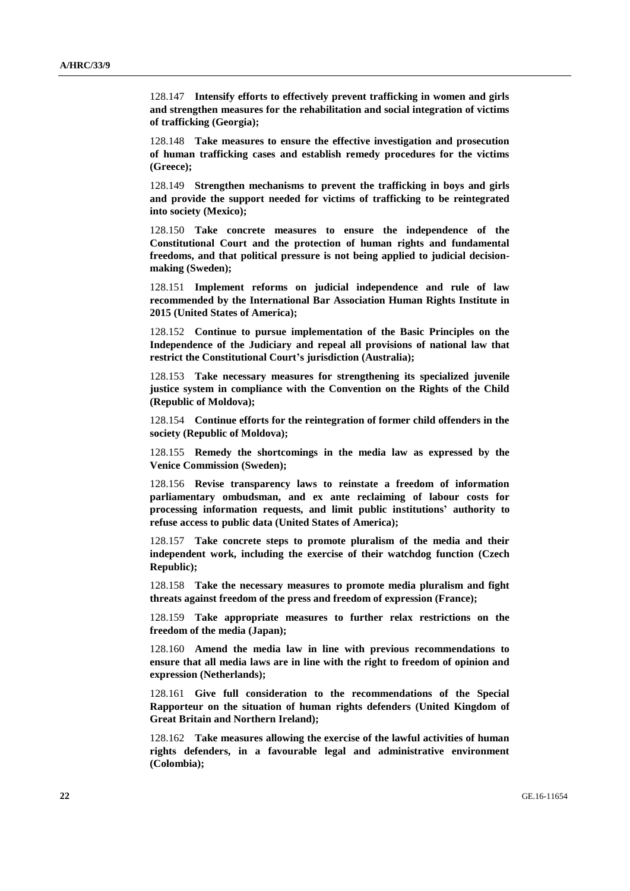128.147 **Intensify efforts to effectively prevent trafficking in women and girls and strengthen measures for the rehabilitation and social integration of victims of trafficking (Georgia);**

128.148 **Take measures to ensure the effective investigation and prosecution of human trafficking cases and establish remedy procedures for the victims (Greece);**

128.149 **Strengthen mechanisms to prevent the trafficking in boys and girls and provide the support needed for victims of trafficking to be reintegrated into society (Mexico);**

128.150 **Take concrete measures to ensure the independence of the Constitutional Court and the protection of human rights and fundamental freedoms, and that political pressure is not being applied to judicial decision-making (Sweden);**

128.151 **Implement reforms on judicial independence and rule of law recommended by the International Bar Association Human Rights Institute in 2015 (United States of America);**

128.152 **Continue to pursue implementation of the Basic Principles on the Independence of the Judiciary and repeal all provisions of national law that restrict the Constitutional Court's jurisdiction (Australia);**

128.153 **Take necessary measures for strengthening its specialized juvenile justice system in compliance with the Convention on the Rights of the Child (Republic of Moldova);**

128.154 **Continue efforts for the reintegration of former child offenders in the society (Republic of Moldova);**

128.155 **Remedy the shortcomings in the media law as expressed by the Venice Commission (Sweden);**

128.156 **Revise transparency laws to reinstate a freedom of information parliamentary ombudsman, and ex ante reclaiming of labour costs for processing information requests, and limit public institutions' authority to refuse access to public data (United States of America);**

128.157 **Take concrete steps to promote pluralism of the media and their independent work, including the exercise of their watchdog function (Czech Republic);**

128.158 **Take the necessary measures to promote media pluralism and fight threats against freedom of the press and freedom of expression (France);**

128.159 **Take appropriate measures to further relax restrictions on the freedom of the media (Japan);**

128.160 **Amend the media law in line with previous recommendations to ensure that all media laws are in line with the right to freedom of opinion and expression (Netherlands);**

128.161 **Give full consideration to the recommendations of the Special Rapporteur on the situation of human rights defenders (United Kingdom of Great Britain and Northern Ireland);**

128.162 **Take measures allowing the exercise of the lawful activities of human rights defenders, in a favourable legal and administrative environment (Colombia);**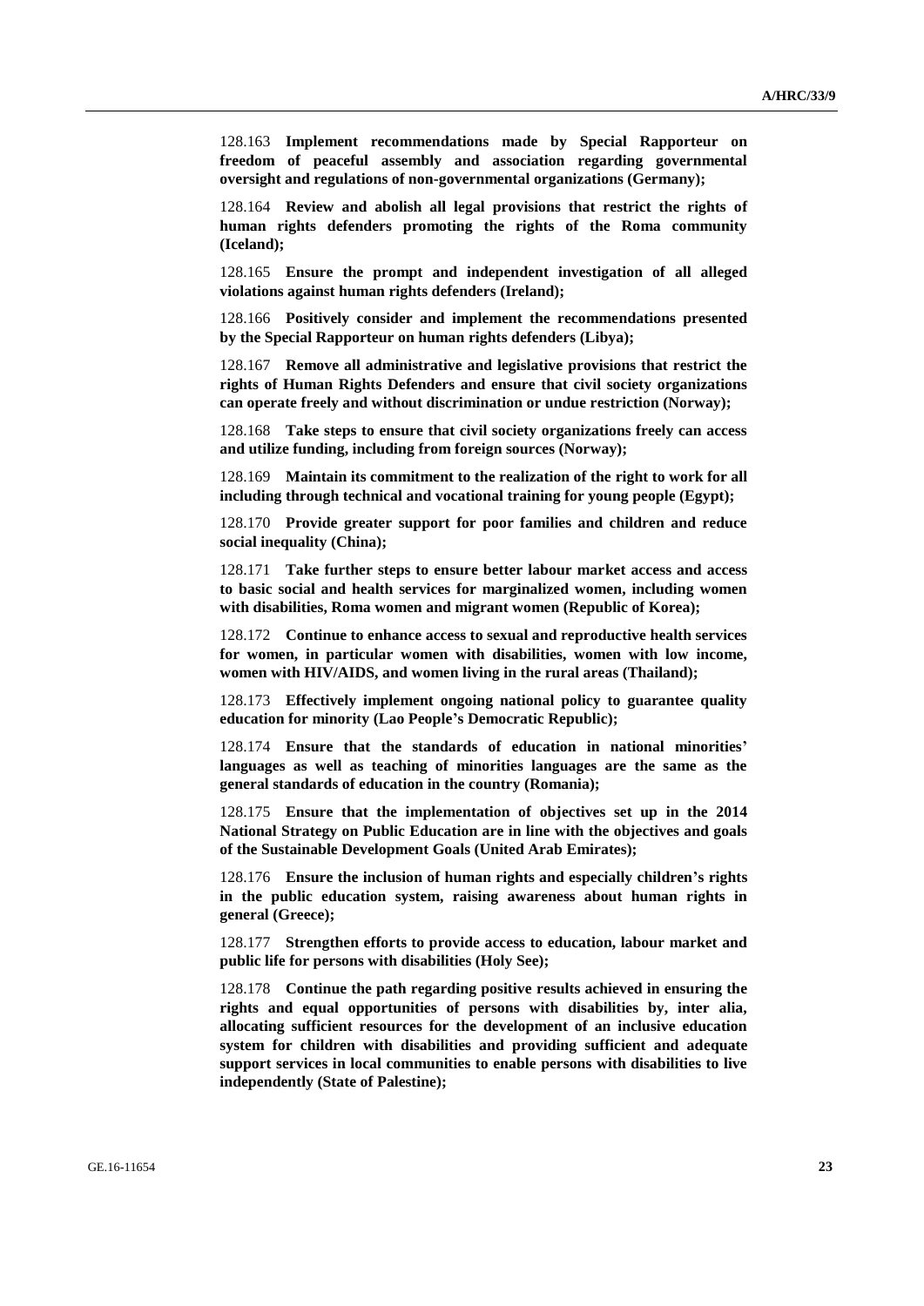128.163 **Implement recommendations made by Special Rapporteur on freedom of peaceful assembly and association regarding governmental oversight and regulations of non-governmental organizations (Germany);**

128.164 **Review and abolish all legal provisions that restrict the rights of human rights defenders promoting the rights of the Roma community (Iceland);**

128.165 **Ensure the prompt and independent investigation of all alleged violations against human rights defenders (Ireland);**

128.166 **Positively consider and implement the recommendations presented by the Special Rapporteur on human rights defenders (Libya);**

128.167 **Remove all administrative and legislative provisions that restrict the rights of Human Rights Defenders and ensure that civil society organizations can operate freely and without discrimination or undue restriction (Norway);**

128.168 **Take steps to ensure that civil society organizations freely can access and utilize funding, including from foreign sources (Norway);**

128.169 **Maintain its commitment to the realization of the right to work for all including through technical and vocational training for young people (Egypt);**

128.170 **Provide greater support for poor families and children and reduce social inequality (China);**

128.171 **Take further steps to ensure better labour market access and access to basic social and health services for marginalized women, including women with disabilities, Roma women and migrant women (Republic of Korea);**

128.172 **Continue to enhance access to sexual and reproductive health services for women, in particular women with disabilities, women with low income, women with HIV/AIDS, and women living in the rural areas (Thailand);**

128.173 **Effectively implement ongoing national policy to guarantee quality education for minority (Lao People's Democratic Republic);**

128.174 **Ensure that the standards of education in national minorities' languages as well as teaching of minorities languages are the same as the general standards of education in the country (Romania);**

128.175 **Ensure that the implementation of objectives set up in the 2014 National Strategy on Public Education are in line with the objectives and goals of the Sustainable Development Goals (United Arab Emirates);**

128.176 **Ensure the inclusion of human rights and especially children's rights in the public education system, raising awareness about human rights in general (Greece);**

128.177 **Strengthen efforts to provide access to education, labour market and public life for persons with disabilities (Holy See);**

128.178 **Continue the path regarding positive results achieved in ensuring the rights and equal opportunities of persons with disabilities by, inter alia, allocating sufficient resources for the development of an inclusive education system for children with disabilities and providing sufficient and adequate support services in local communities to enable persons with disabilities to live independently (State of Palestine);**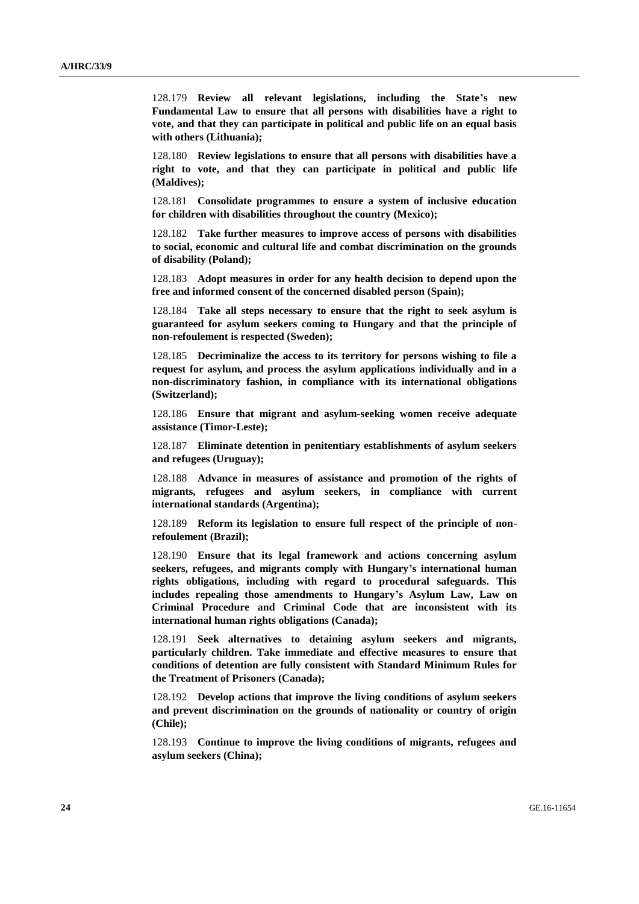128.179 **Review all relevant legislations, including the State's new Fundamental Law to ensure that all persons with disabilities have a right to vote, and that they can participate in political and public life on an equal basis with others (Lithuania);**

128.180 **Review legislations to ensure that all persons with disabilities have a right to vote, and that they can participate in political and public life (Maldives);**

128.181 **Consolidate programmes to ensure a system of inclusive education for children with disabilities throughout the country (Mexico);**

128.182 **Take further measures to improve access of persons with disabilities to social, economic and cultural life and combat discrimination on the grounds of disability (Poland);**

128.183 **Adopt measures in order for any health decision to depend upon the free and informed consent of the concerned disabled person (Spain);**

128.184 **Take all steps necessary to ensure that the right to seek asylum is guaranteed for asylum seekers coming to Hungary and that the principle of non-refoulement is respected (Sweden);**

128.185 **Decriminalize the access to its territory for persons wishing to file a request for asylum, and process the asylum applications individually and in a non-discriminatory fashion, in compliance with its international obligations (Switzerland);**

128.186 **Ensure that migrant and asylum-seeking women receive adequate assistance (Timor-Leste);**

128.187 **Eliminate detention in penitentiary establishments of asylum seekers and refugees (Uruguay);**

128.188 **Advance in measures of assistance and promotion of the rights of migrants, refugees and asylum seekers, in compliance with current international standards (Argentina);**

128.189 **Reform its legislation to ensure full respect of the principle of non-refoulement (Brazil);**

128.190 **Ensure that its legal framework and actions concerning asylum seekers, refugees, and migrants comply with Hungary's international human rights obligations, including with regard to procedural safeguards. This includes repealing those amendments to Hungary's Asylum Law, Law on Criminal Procedure and Criminal Code that are inconsistent with its international human rights obligations (Canada);**

128.191 **Seek alternatives to detaining asylum seekers and migrants, particularly children. Take immediate and effective measures to ensure that conditions of detention are fully consistent with Standard Minimum Rules for the Treatment of Prisoners (Canada);**

128.192 **Develop actions that improve the living conditions of asylum seekers and prevent discrimination on the grounds of nationality or country of origin (Chile);**

128.193 **Continue to improve the living conditions of migrants, refugees and asylum seekers (China);**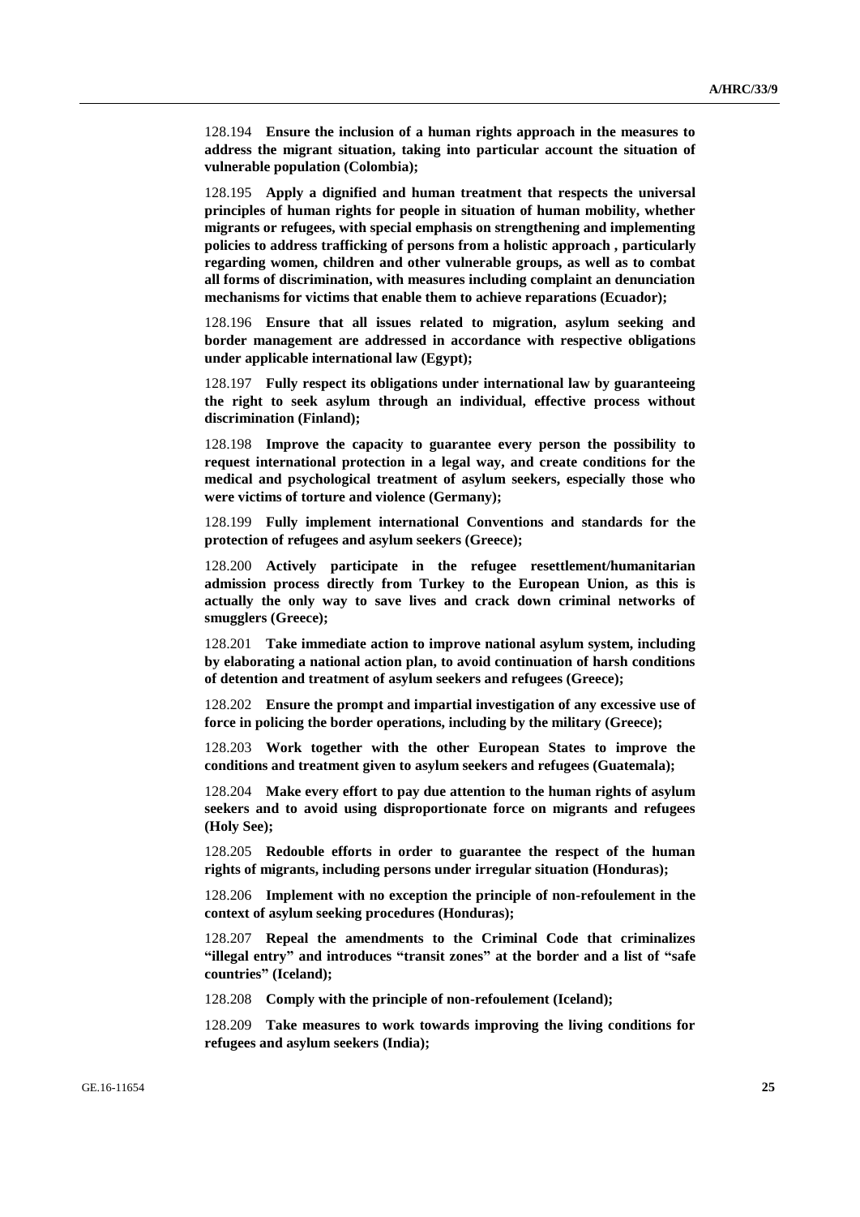128.194 **Ensure the inclusion of a human rights approach in the measures to address the migrant situation, taking into particular account the situation of vulnerable population (Colombia);**

128.195 **Apply a dignified and human treatment that respects the universal principles of human rights for people in situation of human mobility, whether migrants or refugees, with special emphasis on strengthening and implementing policies to address trafficking of persons from a holistic approach , particularly regarding women, children and other vulnerable groups, as well as to combat all forms of discrimination, with measures including complaint an denunciation mechanisms for victims that enable them to achieve reparations (Ecuador);**

128.196 **Ensure that all issues related to migration, asylum seeking and border management are addressed in accordance with respective obligations under applicable international law (Egypt);**

128.197 **Fully respect its obligations under international law by guaranteeing the right to seek asylum through an individual, effective process without discrimination (Finland);**

128.198 **Improve the capacity to guarantee every person the possibility to request international protection in a legal way, and create conditions for the medical and psychological treatment of asylum seekers, especially those who were victims of torture and violence (Germany);**

128.199 **Fully implement international Conventions and standards for the protection of refugees and asylum seekers (Greece);**

128.200 **Actively participate in the refugee resettlement/humanitarian admission process directly from Turkey to the European Union, as this is actually the only way to save lives and crack down criminal networks of smugglers (Greece);**

128.201 **Take immediate action to improve national asylum system, including by elaborating a national action plan, to avoid continuation of harsh conditions of detention and treatment of asylum seekers and refugees (Greece);**

128.202 **Ensure the prompt and impartial investigation of any excessive use of force in policing the border operations, including by the military (Greece);**

128.203 **Work together with the other European States to improve the conditions and treatment given to asylum seekers and refugees (Guatemala);**

128.204 **Make every effort to pay due attention to the human rights of asylum seekers and to avoid using disproportionate force on migrants and refugees (Holy See);**

128.205 **Redouble efforts in order to guarantee the respect of the human rights of migrants, including persons under irregular situation (Honduras);**

128.206 **Implement with no exception the principle of non-refoulement in the context of asylum seeking procedures (Honduras);**

128.207 **Repeal the amendments to the Criminal Code that criminalizes "illegal entry" and introduces "transit zones" at the border and a list of "safe countries" (Iceland);**

128.208 **Comply with the principle of non-refoulement (Iceland);**

128.209 **Take measures to work towards improving the living conditions for refugees and asylum seekers (India);**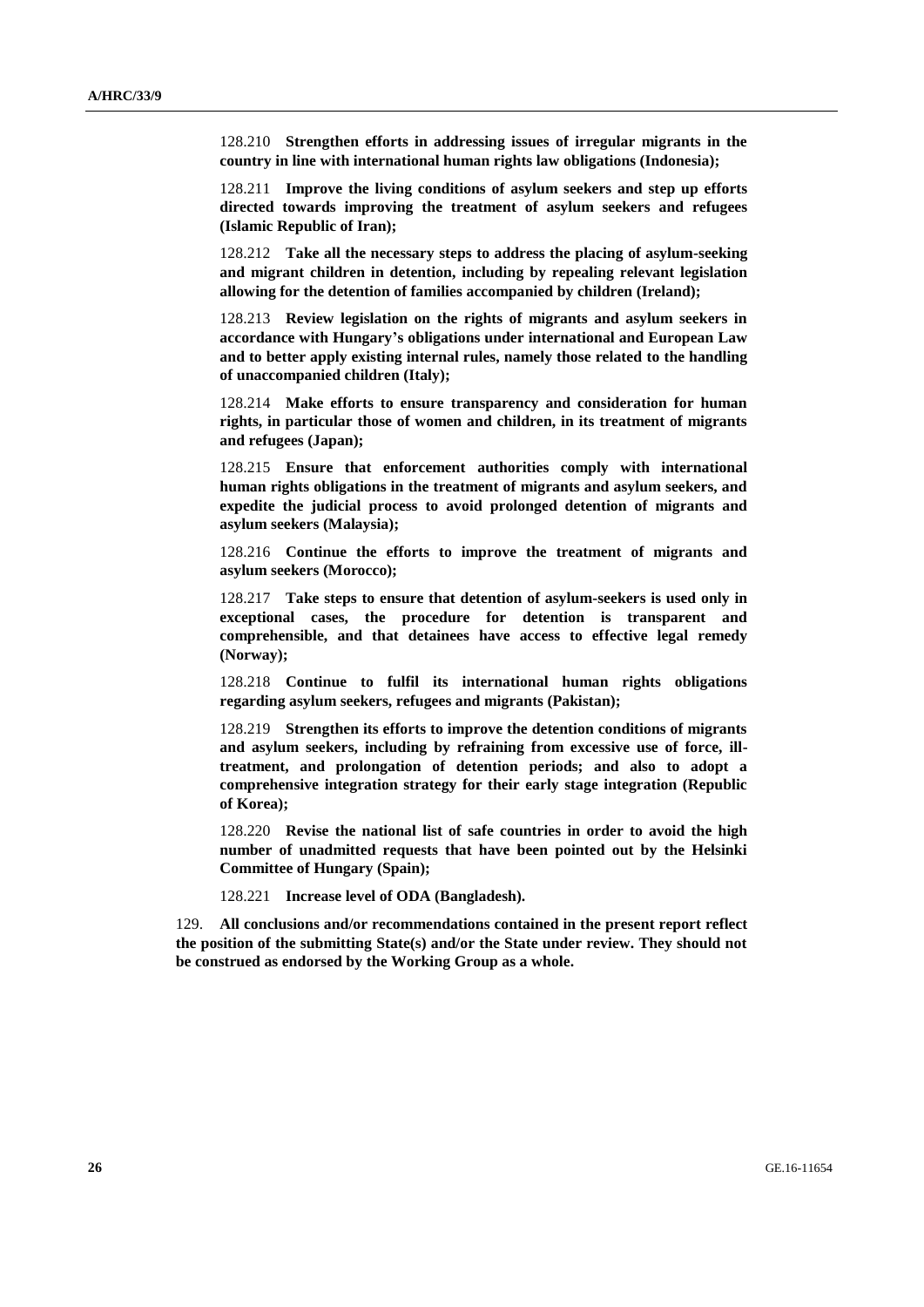128.210 **Strengthen efforts in addressing issues of irregular migrants in the country in line with international human rights law obligations (Indonesia);**

128.211 **Improve the living conditions of asylum seekers and step up efforts directed towards improving the treatment of asylum seekers and refugees (Islamic Republic of Iran);**

128.212 **Take all the necessary steps to address the placing of asylum-seeking and migrant children in detention, including by repealing relevant legislation allowing for the detention of families accompanied by children (Ireland);**

128.213 **Review legislation on the rights of migrants and asylum seekers in accordance with Hungary's obligations under international and European Law and to better apply existing internal rules, namely those related to the handling of unaccompanied children (Italy);**

128.214 **Make efforts to ensure transparency and consideration for human rights, in particular those of women and children, in its treatment of migrants and refugees (Japan);**

128.215 **Ensure that enforcement authorities comply with international human rights obligations in the treatment of migrants and asylum seekers, and expedite the judicial process to avoid prolonged detention of migrants and asylum seekers (Malaysia);**

128.216 **Continue the efforts to improve the treatment of migrants and asylum seekers (Morocco);**

128.217 **Take steps to ensure that detention of asylum-seekers is used only in exceptional cases, the procedure for detention is transparent and comprehensible, and that detainees have access to effective legal remedy (Norway);**

128.218 **Continue to fulfil its international human rights obligations regarding asylum seekers, refugees and migrants (Pakistan);**

128.219 **Strengthen its efforts to improve the detention conditions of migrants and asylum seekers, including by refraining from excessive use of force, ill-treatment, and prolongation of detention periods; and also to adopt a comprehensive integration strategy for their early stage integration (Republic of Korea);**

128.220 **Revise the national list of safe countries in order to avoid the high number of unadmitted requests that have been pointed out by the Helsinki Committee of Hungary (Spain);**

128.221 **Increase level of ODA (Bangladesh).**

129. **All conclusions and/or recommendations contained in the present report reflect the position of the submitting State(s) and/or the State under review. They should not be construed as endorsed by the Working Group as a whole.**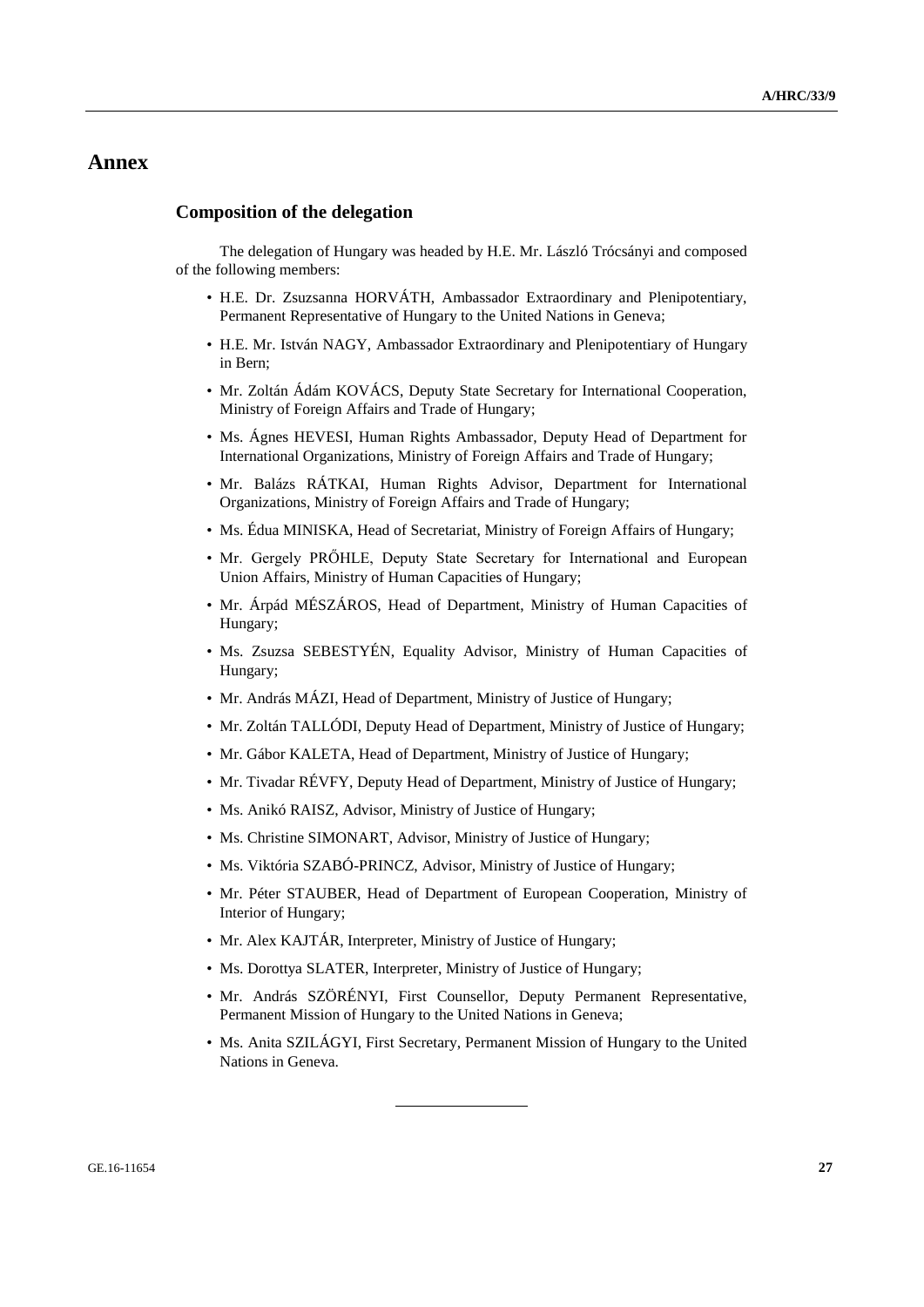# Annex

## Composition of the delegation

The delegation of Hungary was headed by H.E. Mr. László Trócsányi and composed of the following members:

- H.E. Dr. Zsuzsanna HORVÁTH, Ambassador Extraordinary and Plenipotentiary, Permanent Representative of Hungary to the United Nations in Geneva;
- H.E. Mr. István NAGY, Ambassador Extraordinary and Plenipotentiary of Hungary in Bern;
- Mr. Zoltán Ádám KOVÁCS, Deputy State Secretary for International Cooperation, Ministry of Foreign Affairs and Trade of Hungary;
- Ms. Ágnes HEVESI, Human Rights Ambassador, Deputy Head of Department for International Organizations, Ministry of Foreign Affairs and Trade of Hungary;
- Mr. Balázs RÁTKAI, Human Rights Advisor, Department for International Organizations, Ministry of Foreign Affairs and Trade of Hungary;
- Ms. Édua MINISKA, Head of Secretariat, Ministry of Foreign Affairs of Hungary;
- Mr. Gergely PRŐHLE, Deputy State Secretary for International and European Union Affairs, Ministry of Human Capacities of Hungary;
- Mr. Árpád MÉSZÁROS, Head of Department, Ministry of Human Capacities of Hungary;
- Ms. Zsuzsa SEBESTYÉN, Equality Advisor, Ministry of Human Capacities of Hungary;
- Mr. András MÁZI, Head of Department, Ministry of Justice of Hungary;
- Mr. Zoltán TALLÓDI, Deputy Head of Department, Ministry of Justice of Hungary;
- Mr. Gábor KALETA, Head of Department, Ministry of Justice of Hungary;
- Mr. Tivadar RÉVFY, Deputy Head of Department, Ministry of Justice of Hungary;
- Ms. Anikó RAISZ, Advisor, Ministry of Justice of Hungary;
- Ms. Christine SIMONART, Advisor, Ministry of Justice of Hungary;
- Ms. Viktória SZABÓ-PRINCZ, Advisor, Ministry of Justice of Hungary;
- Mr. Péter STAUBER, Head of Department of European Cooperation, Ministry of Interior of Hungary;
- Mr. Alex KAJTÁR, Interpreter, Ministry of Justice of Hungary;
- Ms. Dorottya SLATER, Interpreter, Ministry of Justice of Hungary;
- Mr. András SZÖRÉNYI, First Counsellor, Deputy Permanent Representative, Permanent Mission of Hungary to the United Nations in Geneva;
- Ms. Anita SZILÁGYI, First Secretary, Permanent Mission of Hungary to the United Nations in Geneva.